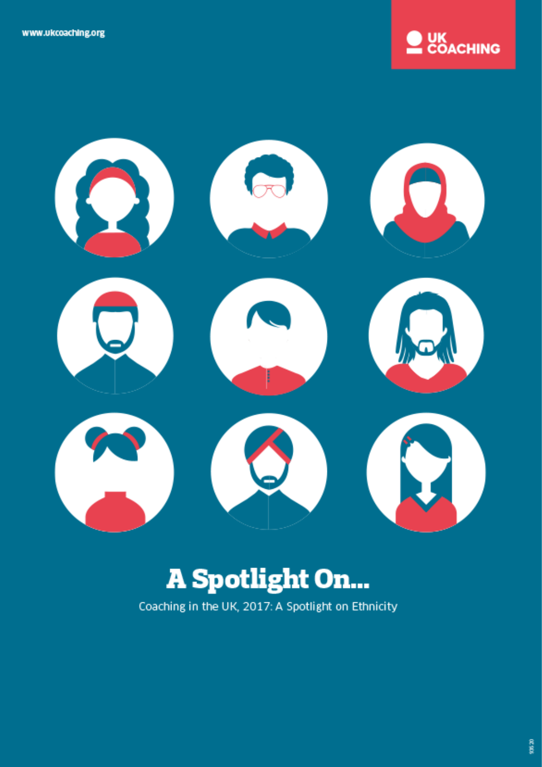www.ukcoaching.org

UK COACHING

# A Spotlight On...

Coaching in the UK, 2017: A Spotlight on Ethnicity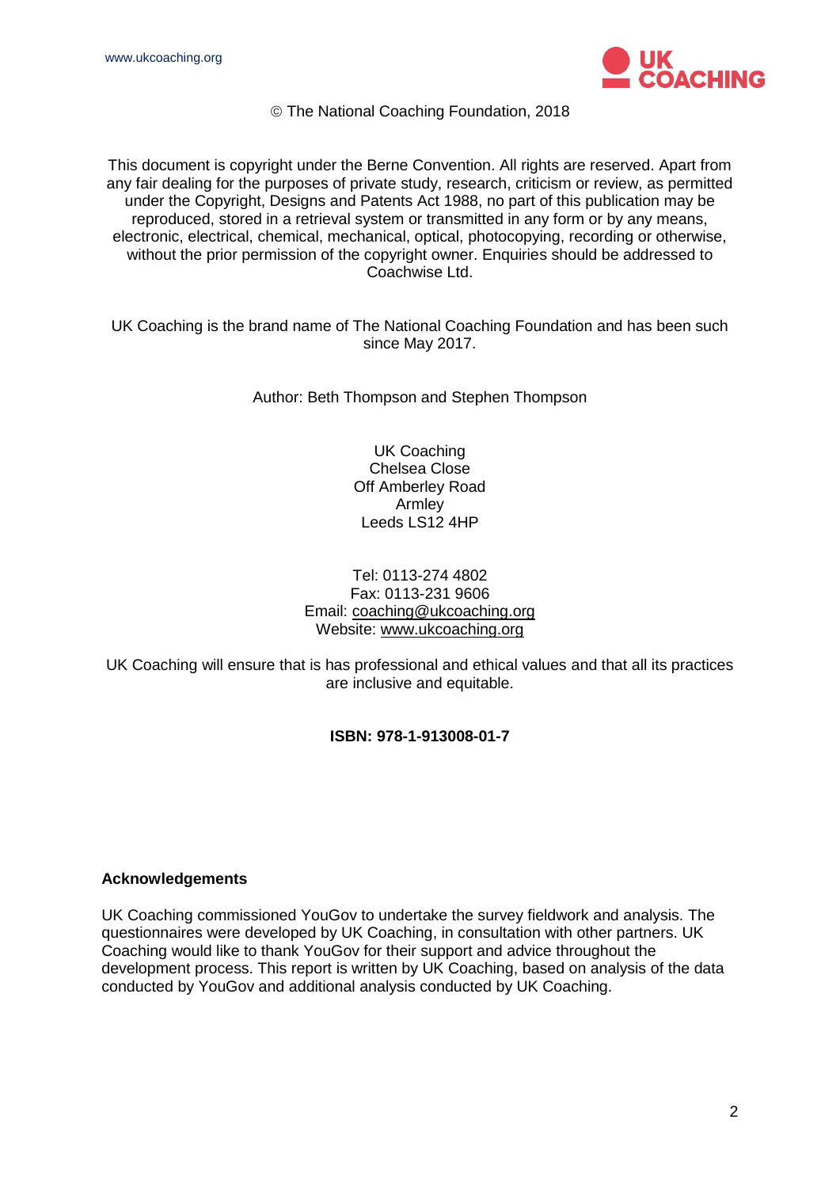© The National Coaching Foundation, 2018

This document is copyright under the Berne Convention. All rights are reserved. Apart from any fair dealing for the purposes of private study, research, criticism or review, as permitted under the Copyright, Designs and Patents Act 1988, no part of this publication may be reproduced, stored in a retrieval system or transmitted in any form or by any means, electronic, electrical, chemical, mechanical, optical, photocopying, recording or otherwise, without the prior permission of the copyright owner. Enquiries should be addressed to Coachwise Ltd.

UK Coaching is the brand name of The National Coaching Foundation and has been such since May 2017.

Author: Beth Thompson and Stephen Thompson

UK Coaching
Chelsea Close
Off Amberley Road
Armley
Leeds LS12 4HP

Tel: 0113-274 4802
Fax: 0113-231 9606
Email: coaching@ukcoaching.org
Website: www.ukcoaching.org

UK Coaching will ensure that is has professional and ethical values and that all its practices are inclusive and equitable.

**ISBN: 978-1-913008-01-7**

**Acknowledgements**

UK Coaching commissioned YouGov to undertake the survey fieldwork and analysis. The questionnaires were developed by UK Coaching, in consultation with other partners. UK Coaching would like to thank YouGov for their support and advice throughout the development process. This report is written by UK Coaching, based on analysis of the data conducted by YouGov and additional analysis conducted by UK Coaching.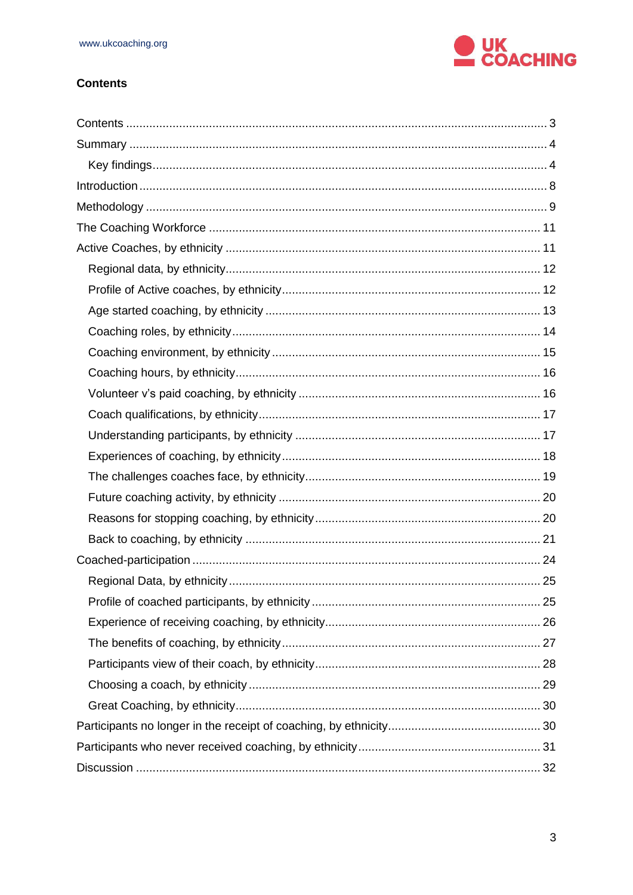## Contents

- Contents ... 3
- Summary ... 4
  - Key findings ... 4
- Introduction ... 8
- Methodology ... 9
- The Coaching Workforce ... 11
- Active Coaches, by ethnicity ... 11
  - Regional data, by ethnicity ... 12
  - Profile of Active coaches, by ethnicity ... 12
  - Age started coaching, by ethnicity ... 13
  - Coaching roles, by ethnicity ... 14
  - Coaching environment, by ethnicity ... 15
  - Coaching hours, by ethnicity ... 16
  - Volunteer v's paid coaching, by ethnicity ... 16
  - Coach qualifications, by ethnicity ... 17
  - Understanding participants, by ethnicity ... 17
  - Experiences of coaching, by ethnicity ... 18
  - The challenges coaches face, by ethnicity ... 19
  - Future coaching activity, by ethnicity ... 20
  - Reasons for stopping coaching, by ethnicity ... 20
  - Back to coaching, by ethnicity ... 21
- Coached-participation ... 24
  - Regional Data, by ethnicity ... 25
  - Profile of coached participants, by ethnicity ... 25
  - Experience of receiving coaching, by ethnicity ... 26
  - The benefits of coaching, by ethnicity ... 27
  - Participants view of their coach, by ethnicity ... 28
  - Choosing a coach, by ethnicity ... 29
  - Great Coaching, by ethnicity ... 30
- Participants no longer in the receipt of coaching, by ethnicity ... 30
- Participants who never received coaching, by ethnicity ... 31
- Discussion ... 32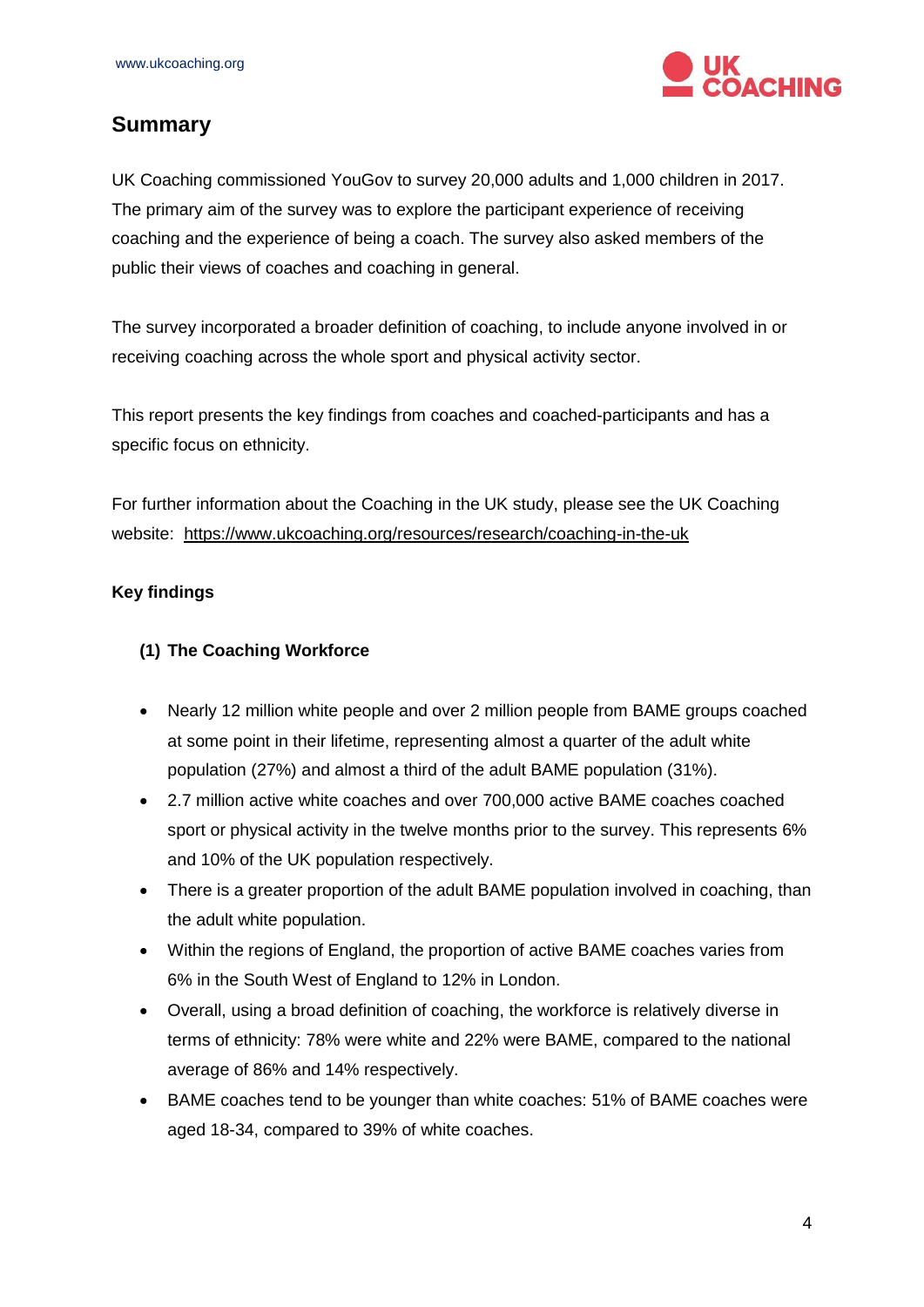## Summary

UK Coaching commissioned YouGov to survey 20,000 adults and 1,000 children in 2017. The primary aim of the survey was to explore the participant experience of receiving coaching and the experience of being a coach. The survey also asked members of the public their views of coaches and coaching in general.

The survey incorporated a broader definition of coaching, to include anyone involved in or receiving coaching across the whole sport and physical activity sector.

This report presents the key findings from coaches and coached-participants and has a specific focus on ethnicity.

For further information about the Coaching in the UK study, please see the UK Coaching website: https://www.ukcoaching.org/resources/research/coaching-in-the-uk

**Key findings**

**(1) The Coaching Workforce**

- Nearly 12 million white people and over 2 million people from BAME groups coached at some point in their lifetime, representing almost a quarter of the adult white population (27%) and almost a third of the adult BAME population (31%).
- 2.7 million active white coaches and over 700,000 active BAME coaches coached sport or physical activity in the twelve months prior to the survey. This represents 6% and 10% of the UK population respectively.
- There is a greater proportion of the adult BAME population involved in coaching, than the adult white population.
- Within the regions of England, the proportion of active BAME coaches varies from 6% in the South West of England to 12% in London.
- Overall, using a broad definition of coaching, the workforce is relatively diverse in terms of ethnicity: 78% were white and 22% were BAME, compared to the national average of 86% and 14% respectively.
- BAME coaches tend to be younger than white coaches: 51% of BAME coaches were aged 18-34, compared to 39% of white coaches.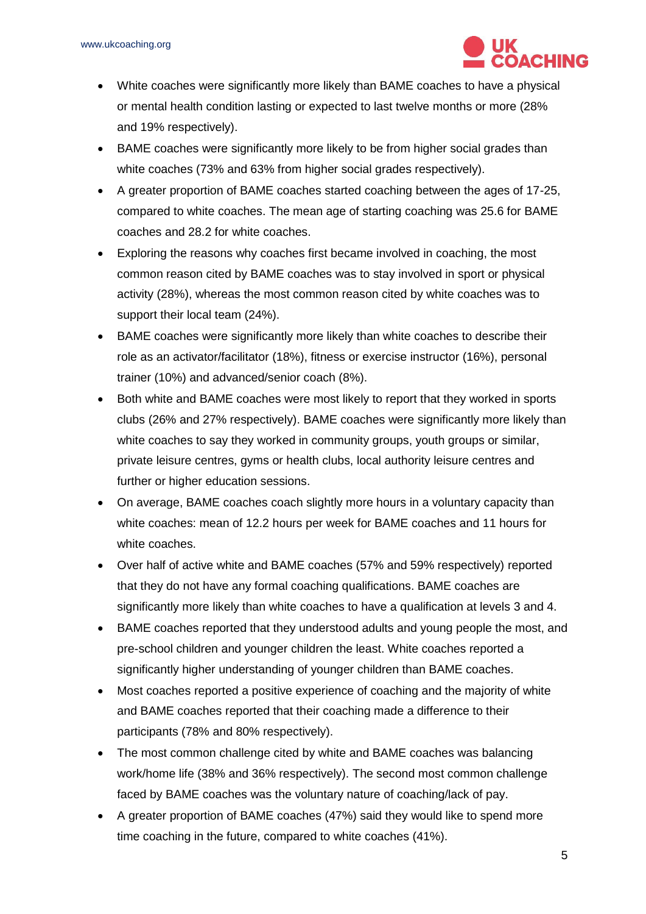- White coaches were significantly more likely than BAME coaches to have a physical or mental health condition lasting or expected to last twelve months or more (28% and 19% respectively).
- BAME coaches were significantly more likely to be from higher social grades than white coaches (73% and 63% from higher social grades respectively).
- A greater proportion of BAME coaches started coaching between the ages of 17-25, compared to white coaches. The mean age of starting coaching was 25.6 for BAME coaches and 28.2 for white coaches.
- Exploring the reasons why coaches first became involved in coaching, the most common reason cited by BAME coaches was to stay involved in sport or physical activity (28%), whereas the most common reason cited by white coaches was to support their local team (24%).
- BAME coaches were significantly more likely than white coaches to describe their role as an activator/facilitator (18%), fitness or exercise instructor (16%), personal trainer (10%) and advanced/senior coach (8%).
- Both white and BAME coaches were most likely to report that they worked in sports clubs (26% and 27% respectively). BAME coaches were significantly more likely than white coaches to say they worked in community groups, youth groups or similar, private leisure centres, gyms or health clubs, local authority leisure centres and further or higher education sessions.
- On average, BAME coaches coach slightly more hours in a voluntary capacity than white coaches: mean of 12.2 hours per week for BAME coaches and 11 hours for white coaches.
- Over half of active white and BAME coaches (57% and 59% respectively) reported that they do not have any formal coaching qualifications. BAME coaches are significantly more likely than white coaches to have a qualification at levels 3 and 4.
- BAME coaches reported that they understood adults and young people the most, and pre-school children and younger children the least. White coaches reported a significantly higher understanding of younger children than BAME coaches.
- Most coaches reported a positive experience of coaching and the majority of white and BAME coaches reported that their coaching made a difference to their participants (78% and 80% respectively).
- The most common challenge cited by white and BAME coaches was balancing work/home life (38% and 36% respectively). The second most common challenge faced by BAME coaches was the voluntary nature of coaching/lack of pay.
- A greater proportion of BAME coaches (47%) said they would like to spend more time coaching in the future, compared to white coaches (41%).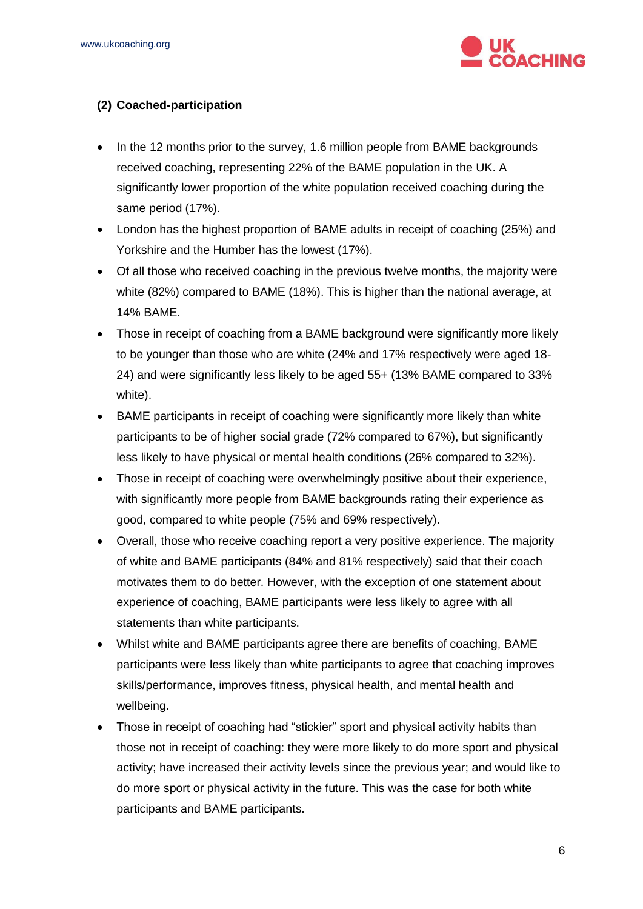**(2) Coached-participation**

- In the 12 months prior to the survey, 1.6 million people from BAME backgrounds received coaching, representing 22% of the BAME population in the UK. A significantly lower proportion of the white population received coaching during the same period (17%).
- London has the highest proportion of BAME adults in receipt of coaching (25%) and Yorkshire and the Humber has the lowest (17%).
- Of all those who received coaching in the previous twelve months, the majority were white (82%) compared to BAME (18%). This is higher than the national average, at 14% BAME.
- Those in receipt of coaching from a BAME background were significantly more likely to be younger than those who are white (24% and 17% respectively were aged 18-24) and were significantly less likely to be aged 55+ (13% BAME compared to 33% white).
- BAME participants in receipt of coaching were significantly more likely than white participants to be of higher social grade (72% compared to 67%), but significantly less likely to have physical or mental health conditions (26% compared to 32%).
- Those in receipt of coaching were overwhelmingly positive about their experience, with significantly more people from BAME backgrounds rating their experience as good, compared to white people (75% and 69% respectively).
- Overall, those who receive coaching report a very positive experience. The majority of white and BAME participants (84% and 81% respectively) said that their coach motivates them to do better. However, with the exception of one statement about experience of coaching, BAME participants were less likely to agree with all statements than white participants.
- Whilst white and BAME participants agree there are benefits of coaching, BAME participants were less likely than white participants to agree that coaching improves skills/performance, improves fitness, physical health, and mental health and wellbeing.
- Those in receipt of coaching had "stickier" sport and physical activity habits than those not in receipt of coaching: they were more likely to do more sport and physical activity; have increased their activity levels since the previous year; and would like to do more sport or physical activity in the future. This was the case for both white participants and BAME participants.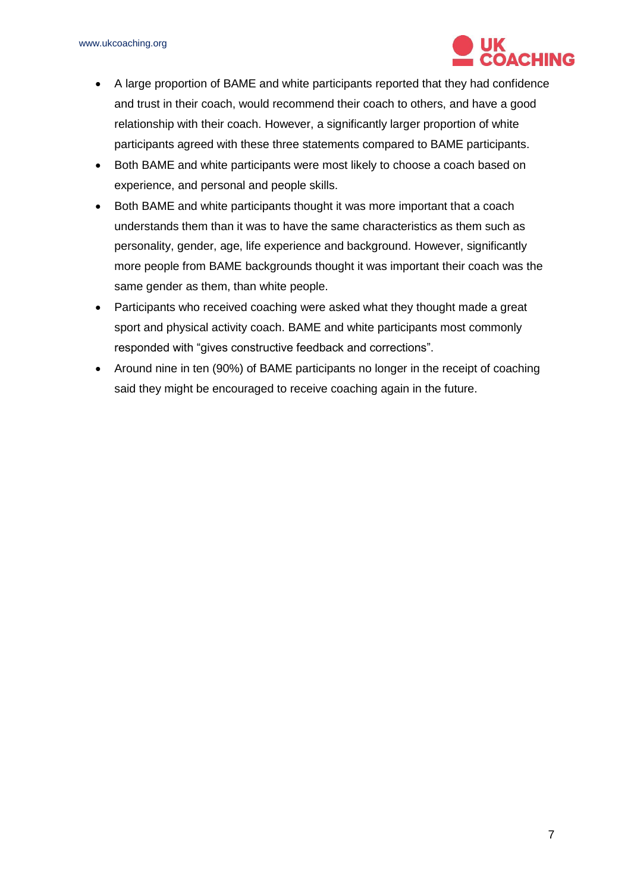- A large proportion of BAME and white participants reported that they had confidence and trust in their coach, would recommend their coach to others, and have a good relationship with their coach. However, a significantly larger proportion of white participants agreed with these three statements compared to BAME participants.
- Both BAME and white participants were most likely to choose a coach based on experience, and personal and people skills.
- Both BAME and white participants thought it was more important that a coach understands them than it was to have the same characteristics as them such as personality, gender, age, life experience and background. However, significantly more people from BAME backgrounds thought it was important their coach was the same gender as them, than white people.
- Participants who received coaching were asked what they thought made a great sport and physical activity coach. BAME and white participants most commonly responded with "gives constructive feedback and corrections".
- Around nine in ten (90%) of BAME participants no longer in the receipt of coaching said they might be encouraged to receive coaching again in the future.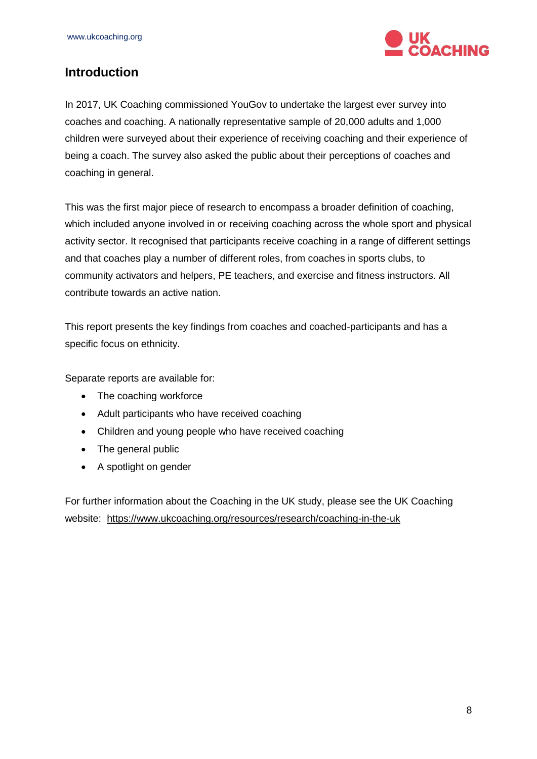## Introduction

In 2017, UK Coaching commissioned YouGov to undertake the largest ever survey into coaches and coaching. A nationally representative sample of 20,000 adults and 1,000 children were surveyed about their experience of receiving coaching and their experience of being a coach. The survey also asked the public about their perceptions of coaches and coaching in general.

This was the first major piece of research to encompass a broader definition of coaching, which included anyone involved in or receiving coaching across the whole sport and physical activity sector. It recognised that participants receive coaching in a range of different settings and that coaches play a number of different roles, from coaches in sports clubs, to community activators and helpers, PE teachers, and exercise and fitness instructors. All contribute towards an active nation.

This report presents the key findings from coaches and coached-participants and has a specific focus on ethnicity.

Separate reports are available for:

- The coaching workforce
- Adult participants who have received coaching
- Children and young people who have received coaching
- The general public
- A spotlight on gender

For further information about the Coaching in the UK study, please see the UK Coaching website: https://www.ukcoaching.org/resources/research/coaching-in-the-uk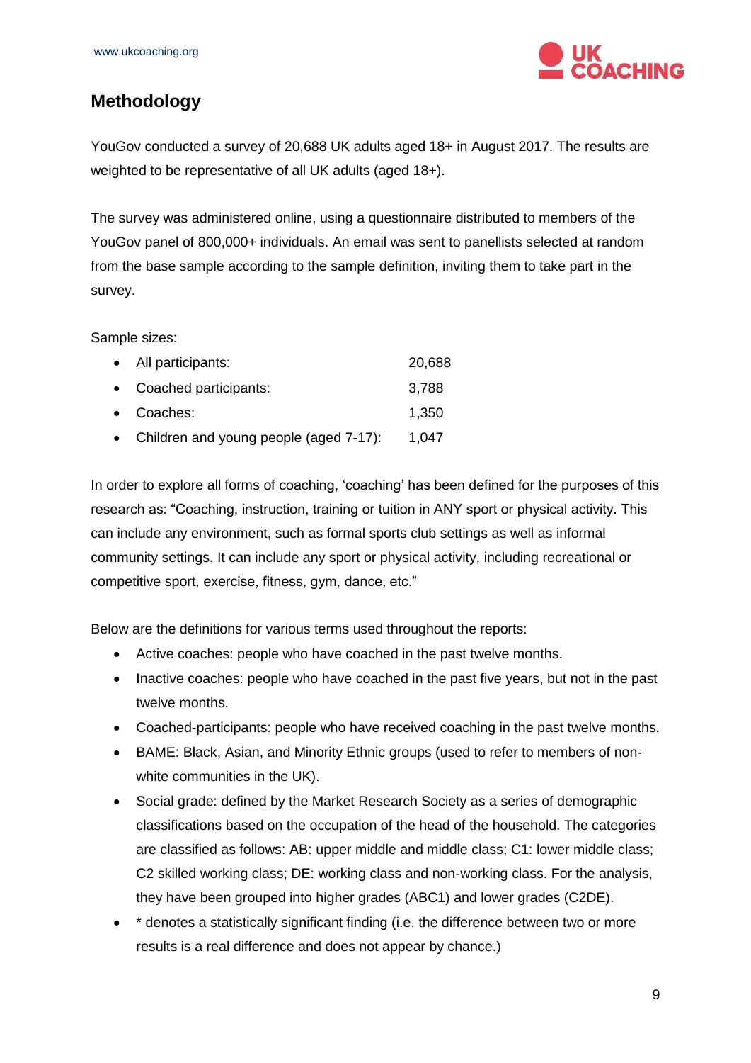## Methodology

YouGov conducted a survey of 20,688 UK adults aged 18+ in August 2017. The results are weighted to be representative of all UK adults (aged 18+).

The survey was administered online, using a questionnaire distributed to members of the YouGov panel of 800,000+ individuals. An email was sent to panellists selected at random from the base sample according to the sample definition, inviting them to take part in the survey.

Sample sizes:

- All participants: 20,688
- Coached participants: 3,788
- Coaches: 1,350
- Children and young people (aged 7-17): 1,047

In order to explore all forms of coaching, 'coaching' has been defined for the purposes of this research as: "Coaching, instruction, training or tuition in ANY sport or physical activity. This can include any environment, such as formal sports club settings as well as informal community settings. It can include any sport or physical activity, including recreational or competitive sport, exercise, fitness, gym, dance, etc."

Below are the definitions for various terms used throughout the reports:

- Active coaches: people who have coached in the past twelve months.
- Inactive coaches: people who have coached in the past five years, but not in the past twelve months.
- Coached-participants: people who have received coaching in the past twelve months.
- BAME: Black, Asian, and Minority Ethnic groups (used to refer to members of non-white communities in the UK).
- Social grade: defined by the Market Research Society as a series of demographic classifications based on the occupation of the head of the household. The categories are classified as follows: AB: upper middle and middle class; C1: lower middle class; C2 skilled working class; DE: working class and non-working class. For the analysis, they have been grouped into higher grades (ABC1) and lower grades (C2DE).
- * denotes a statistically significant finding (i.e. the difference between two or more results is a real difference and does not appear by chance.)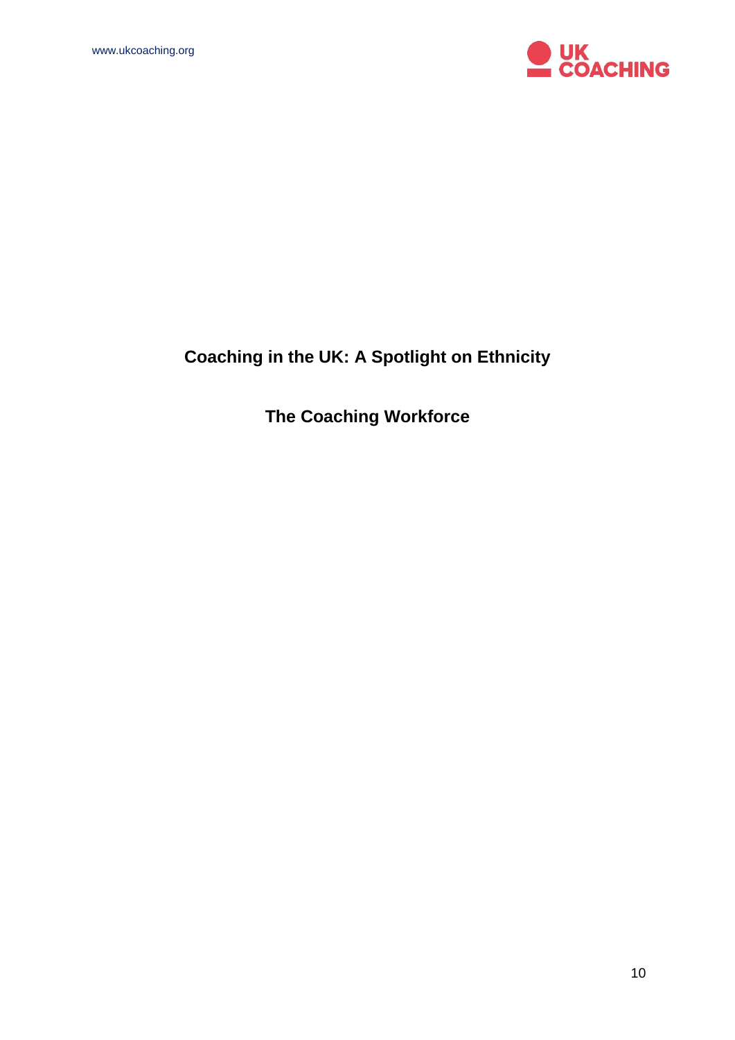# Coaching in the UK: A Spotlight on Ethnicity

## The Coaching Workforce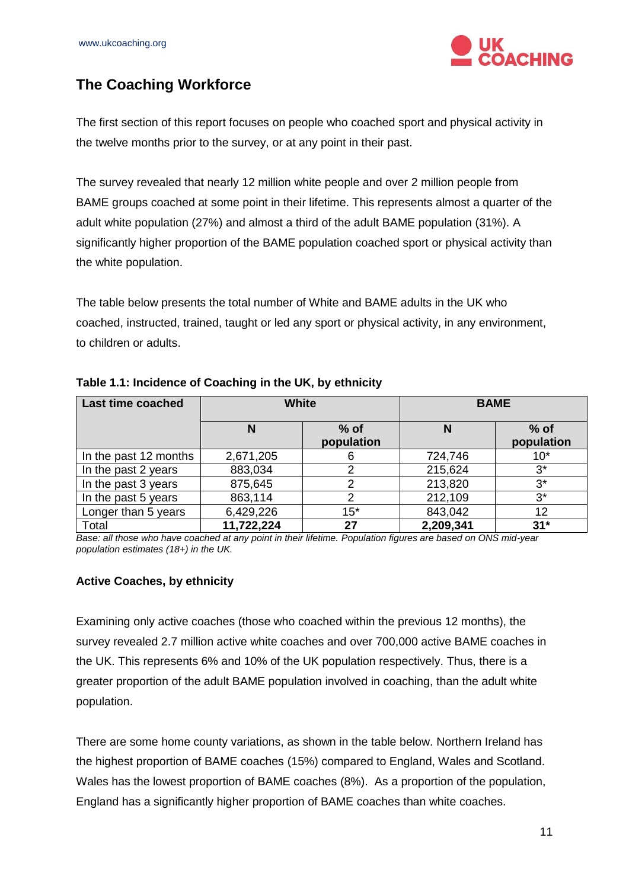## The Coaching Workforce

The first section of this report focuses on people who coached sport and physical activity in the twelve months prior to the survey, or at any point in their past.

The survey revealed that nearly 12 million white people and over 2 million people from BAME groups coached at some point in their lifetime. This represents almost a quarter of the adult white population (27%) and almost a third of the adult BAME population (31%). A significantly higher proportion of the BAME population coached sport or physical activity than the white population.

The table below presents the total number of White and BAME adults in the UK who coached, instructed, trained, taught or led any sport or physical activity, in any environment, to children or adults.

**Table 1.1: Incidence of Coaching in the UK, by ethnicity**

| Last time coached | White | | BAME | |
|---|---|---|---|---|
| | N | % of population | N | % of population |
| In the past 12 months | 2,671,205 | 6 | 724,746 | 10* |
| In the past 2 years | 883,034 | 2 | 215,624 | 3* |
| In the past 3 years | 875,645 | 2 | 213,820 | 3* |
| In the past 5 years | 863,114 | 2 | 212,109 | 3* |
| Longer than 5 years | 6,429,226 | 15* | 843,042 | 12 |
| Total | **11,722,224** | **27** | **2,209,341** | **31*** |

*Base: all those who have coached at any point in their lifetime. Population figures are based on ONS mid-year population estimates (18+) in the UK.*

### Active Coaches, by ethnicity

Examining only active coaches (those who coached within the previous 12 months), the survey revealed 2.7 million active white coaches and over 700,000 active BAME coaches in the UK. This represents 6% and 10% of the UK population respectively. Thus, there is a greater proportion of the adult BAME population involved in coaching, than the adult white population.

There are some home county variations, as shown in the table below. Northern Ireland has the highest proportion of BAME coaches (15%) compared to England, Wales and Scotland. Wales has the lowest proportion of BAME coaches (8%). As a proportion of the population, England has a significantly higher proportion of BAME coaches than white coaches.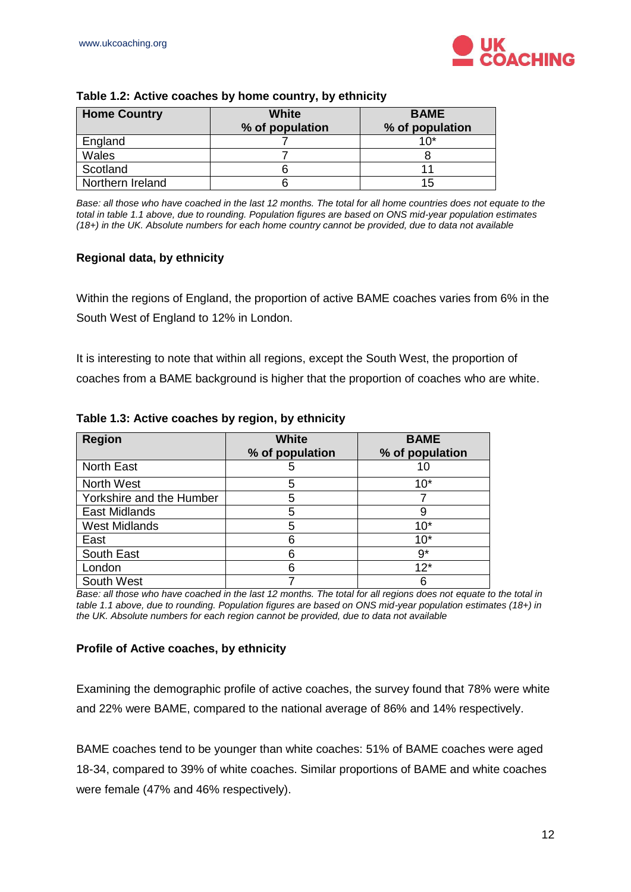**Table 1.2: Active coaches by home country, by ethnicity**

| Home Country | White<br>% of population | BAME<br>% of population |
|---|---|---|
| England | 7 | 10* |
| Wales | 7 | 8 |
| Scotland | 6 | 11 |
| Northern Ireland | 6 | 15 |

*Base: all those who have coached in the last 12 months. The total for all home countries does not equate to the total in table 1.1 above, due to rounding. Population figures are based on ONS mid-year population estimates (18+) in the UK. Absolute numbers for each home country cannot be provided, due to data not available*

**Regional data, by ethnicity**

Within the regions of England, the proportion of active BAME coaches varies from 6% in the South West of England to 12% in London.

It is interesting to note that within all regions, except the South West, the proportion of coaches from a BAME background is higher that the proportion of coaches who are white.

**Table 1.3: Active coaches by region, by ethnicity**

| Region | White<br>% of population | BAME<br>% of population |
|---|---|---|
| North East | 5 | 10 |
| North West | 5 | 10* |
| Yorkshire and the Humber | 5 | 7 |
| East Midlands | 5 | 9 |
| West Midlands | 5 | 10* |
| East | 6 | 10* |
| South East | 6 | 9* |
| London | 6 | 12* |
| South West | 7 | 6 |

*Base: all those who have coached in the last 12 months. The total for all regions does not equate to the total in table 1.1 above, due to rounding. Population figures are based on ONS mid-year population estimates (18+) in the UK. Absolute numbers for each region cannot be provided, due to data not available*

**Profile of Active coaches, by ethnicity**

Examining the demographic profile of active coaches, the survey found that 78% were white and 22% were BAME, compared to the national average of 86% and 14% respectively.

BAME coaches tend to be younger than white coaches: 51% of BAME coaches were aged 18-34, compared to 39% of white coaches. Similar proportions of BAME and white coaches were female (47% and 46% respectively).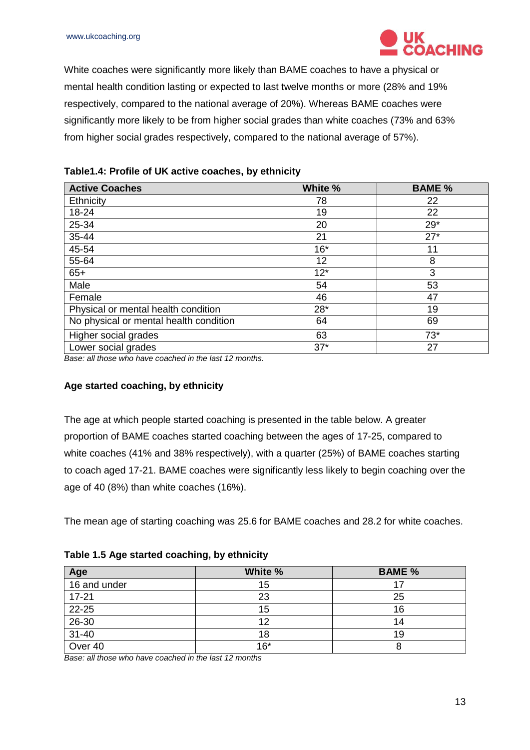White coaches were significantly more likely than BAME coaches to have a physical or mental health condition lasting or expected to last twelve months or more (28% and 19% respectively, compared to the national average of 20%). Whereas BAME coaches were significantly more likely to be from higher social grades than white coaches (73% and 63% from higher social grades respectively, compared to the national average of 57%).

**Table1.4: Profile of UK active coaches, by ethnicity**

| Active Coaches | White % | BAME % |
|---|---|---|
| Ethnicity | 78 | 22 |
| 18-24 | 19 | 22 |
| 25-34 | 20 | 29* |
| 35-44 | 21 | 27* |
| 45-54 | 16* | 11 |
| 55-64 | 12 | 8 |
| 65+ | 12* | 3 |
| Male | 54 | 53 |
| Female | 46 | 47 |
| Physical or mental health condition | 28* | 19 |
| No physical or mental health condition | 64 | 69 |
| Higher social grades | 63 | 73* |
| Lower social grades | 37* | 27 |

*Base: all those who have coached in the last 12 months.*

**Age started coaching, by ethnicity**

The age at which people started coaching is presented in the table below. A greater proportion of BAME coaches started coaching between the ages of 17-25, compared to white coaches (41% and 38% respectively), with a quarter (25%) of BAME coaches starting to coach aged 17-21. BAME coaches were significantly less likely to begin coaching over the age of 40 (8%) than white coaches (16%).

The mean age of starting coaching was 25.6 for BAME coaches and 28.2 for white coaches.

**Table 1.5 Age started coaching, by ethnicity**

| Age | White % | BAME % |
|---|---|---|
| 16 and under | 15 | 17 |
| 17-21 | 23 | 25 |
| 22-25 | 15 | 16 |
| 26-30 | 12 | 14 |
| 31-40 | 18 | 19 |
| Over 40 | 16* | 8 |

*Base: all those who have coached in the last 12 months*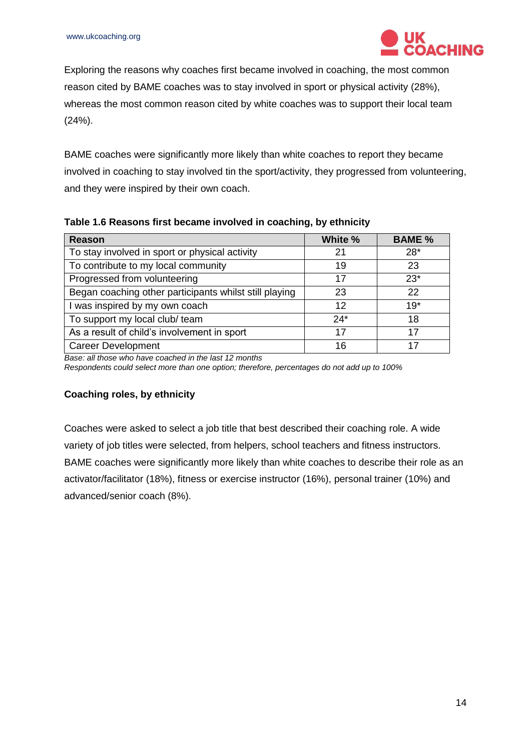Exploring the reasons why coaches first became involved in coaching, the most common reason cited by BAME coaches was to stay involved in sport or physical activity (28%), whereas the most common reason cited by white coaches was to support their local team (24%).

BAME coaches were significantly more likely than white coaches to report they became involved in coaching to stay involved tin the sport/activity, they progressed from volunteering, and they were inspired by their own coach.

**Table 1.6 Reasons first became involved in coaching, by ethnicity**

| Reason | White % | BAME % |
|---|---|---|
| To stay involved in sport or physical activity | 21 | 28* |
| To contribute to my local community | 19 | 23 |
| Progressed from volunteering | 17 | 23* |
| Began coaching other participants whilst still playing | 23 | 22 |
| I was inspired by my own coach | 12 | 19* |
| To support my local club/ team | 24* | 18 |
| As a result of child's involvement in sport | 17 | 17 |
| Career Development | 16 | 17 |

*Base: all those who have coached in the last 12 months*
*Respondents could select more than one option; therefore, percentages do not add up to 100%*

**Coaching roles, by ethnicity**

Coaches were asked to select a job title that best described their coaching role. A wide variety of job titles were selected, from helpers, school teachers and fitness instructors. BAME coaches were significantly more likely than white coaches to describe their role as an activator/facilitator (18%), fitness or exercise instructor (16%), personal trainer (10%) and advanced/senior coach (8%).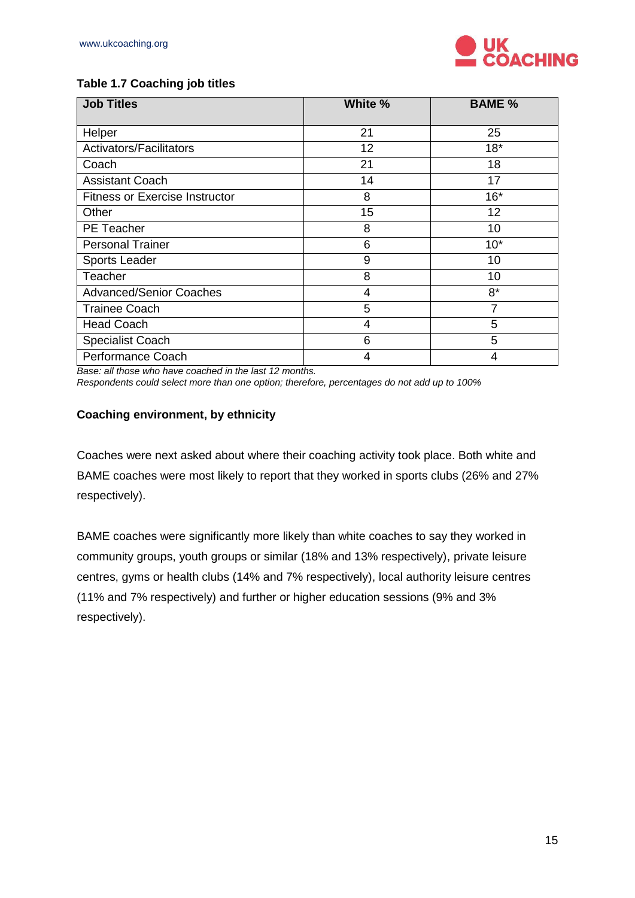**Table 1.7 Coaching job titles**

| Job Titles | White % | BAME % |
|---|---|---|
| Helper | 21 | 25 |
| Activators/Facilitators | 12 | 18* |
| Coach | 21 | 18 |
| Assistant Coach | 14 | 17 |
| Fitness or Exercise Instructor | 8 | 16* |
| Other | 15 | 12 |
| PE Teacher | 8 | 10 |
| Personal Trainer | 6 | 10* |
| Sports Leader | 9 | 10 |
| Teacher | 8 | 10 |
| Advanced/Senior Coaches | 4 | 8* |
| Trainee Coach | 5 | 7 |
| Head Coach | 4 | 5 |
| Specialist Coach | 6 | 5 |
| Performance Coach | 4 | 4 |

*Base: all those who have coached in the last 12 months.*
*Respondents could select more than one option; therefore, percentages do not add up to 100%*

**Coaching environment, by ethnicity**

Coaches were next asked about where their coaching activity took place. Both white and BAME coaches were most likely to report that they worked in sports clubs (26% and 27% respectively).

BAME coaches were significantly more likely than white coaches to say they worked in community groups, youth groups or similar (18% and 13% respectively), private leisure centres, gyms or health clubs (14% and 7% respectively), local authority leisure centres (11% and 7% respectively) and further or higher education sessions (9% and 3% respectively).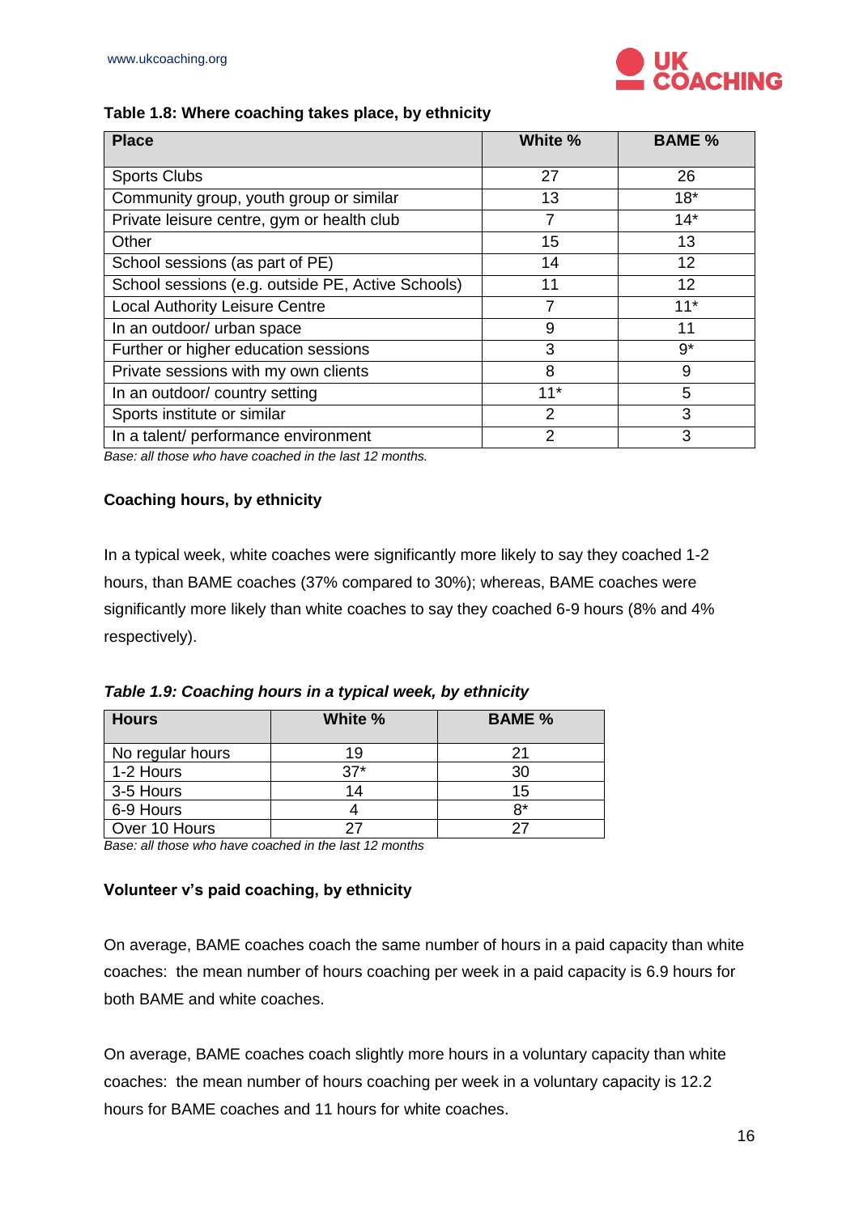**Table 1.8: Where coaching takes place, by ethnicity**

| Place | White % | BAME % |
|---|---|---|
| Sports Clubs | 27 | 26 |
| Community group, youth group or similar | 13 | 18* |
| Private leisure centre, gym or health club | 7 | 14* |
| Other | 15 | 13 |
| School sessions (as part of PE) | 14 | 12 |
| School sessions (e.g. outside PE, Active Schools) | 11 | 12 |
| Local Authority Leisure Centre | 7 | 11* |
| In an outdoor/ urban space | 9 | 11 |
| Further or higher education sessions | 3 | 9* |
| Private sessions with my own clients | 8 | 9 |
| In an outdoor/ country setting | 11* | 5 |
| Sports institute or similar | 2 | 3 |
| In a talent/ performance environment | 2 | 3 |

*Base: all those who have coached in the last 12 months.*

**Coaching hours, by ethnicity**

In a typical week, white coaches were significantly more likely to say they coached 1-2 hours, than BAME coaches (37% compared to 30%); whereas, BAME coaches were significantly more likely than white coaches to say they coached 6-9 hours (8% and 4% respectively).

***Table 1.9: Coaching hours in a typical week, by ethnicity***

| Hours | White % | BAME % |
|---|---|---|
| No regular hours | 19 | 21 |
| 1-2 Hours | 37* | 30 |
| 3-5 Hours | 14 | 15 |
| 6-9 Hours | 4 | 8* |
| Over 10 Hours | 27 | 27 |

*Base: all those who have coached in the last 12 months*

**Volunteer v's paid coaching, by ethnicity**

On average, BAME coaches coach the same number of hours in a paid capacity than white coaches: the mean number of hours coaching per week in a paid capacity is 6.9 hours for both BAME and white coaches.

On average, BAME coaches coach slightly more hours in a voluntary capacity than white coaches: the mean number of hours coaching per week in a voluntary capacity is 12.2 hours for BAME coaches and 11 hours for white coaches.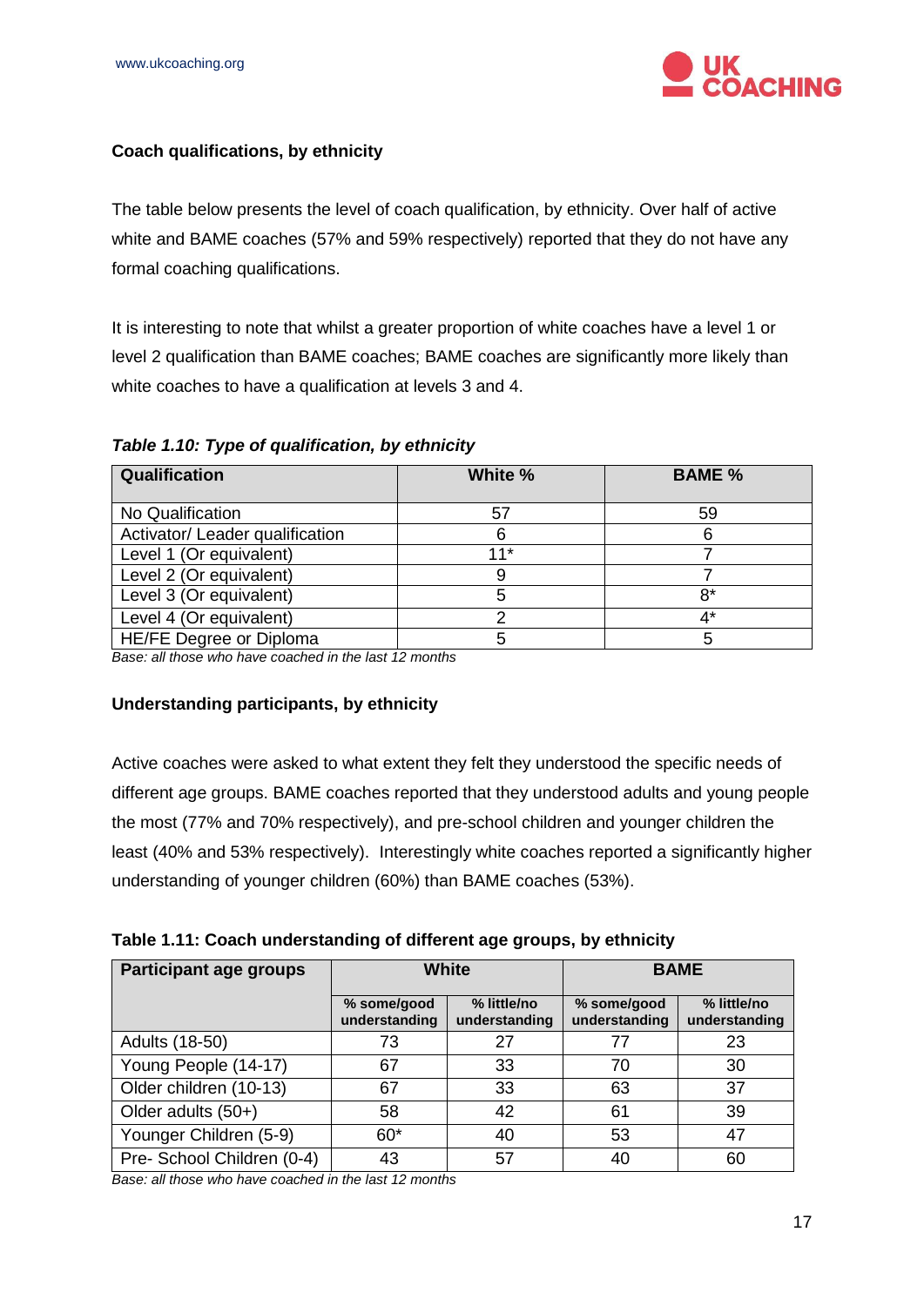### Coach qualifications, by ethnicity

The table below presents the level of coach qualification, by ethnicity. Over half of active white and BAME coaches (57% and 59% respectively) reported that they do not have any formal coaching qualifications.

It is interesting to note that whilst a greater proportion of white coaches have a level 1 or level 2 qualification than BAME coaches; BAME coaches are significantly more likely than white coaches to have a qualification at levels 3 and 4.

***Table 1.10: Type of qualification, by ethnicity***

| Qualification | White % | BAME % |
|---|---|---|
| No Qualification | 57 | 59 |
| Activator/ Leader qualification | 6 | 6 |
| Level 1 (Or equivalent) | 11* | 7 |
| Level 2 (Or equivalent) | 9 | 7 |
| Level 3 (Or equivalent) | 5 | 8* |
| Level 4 (Or equivalent) | 2 | 4* |
| HE/FE Degree or Diploma | 5 | 5 |

*Base: all those who have coached in the last 12 months*

### Understanding participants, by ethnicity

Active coaches were asked to what extent they felt they understood the specific needs of different age groups. BAME coaches reported that they understood adults and young people the most (77% and 70% respectively), and pre-school children and younger children the least (40% and 53% respectively). Interestingly white coaches reported a significantly higher understanding of younger children (60%) than BAME coaches (53%).

**Table 1.11: Coach understanding of different age groups, by ethnicity**

| Participant age groups | White | | BAME | |
|---|---|---|---|---|
| | % some/good understanding | % little/no understanding | % some/good understanding | % little/no understanding |
| Adults (18-50) | 73 | 27 | 77 | 23 |
| Young People (14-17) | 67 | 33 | 70 | 30 |
| Older children (10-13) | 67 | 33 | 63 | 37 |
| Older adults (50+) | 58 | 42 | 61 | 39 |
| Younger Children (5-9) | 60* | 40 | 53 | 47 |
| Pre- School Children (0-4) | 43 | 57 | 40 | 60 |

*Base: all those who have coached in the last 12 months*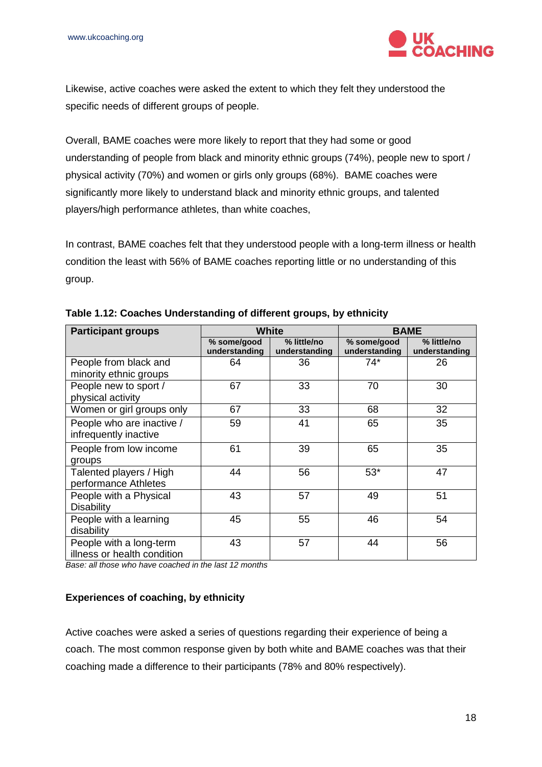Likewise, active coaches were asked the extent to which they felt they understood the specific needs of different groups of people.

Overall, BAME coaches were more likely to report that they had some or good understanding of people from black and minority ethnic groups (74%), people new to sport / physical activity (70%) and women or girls only groups (68%). BAME coaches were significantly more likely to understand black and minority ethnic groups, and talented players/high performance athletes, than white coaches,

In contrast, BAME coaches felt that they understood people with a long-term illness or health condition the least with 56% of BAME coaches reporting little or no understanding of this group.

**Table 1.12: Coaches Understanding of different groups, by ethnicity**

| Participant groups | White | | BAME | |
|---|---|---|---|---|
| | % some/good understanding | % little/no understanding | % some/good understanding | % little/no understanding |
| People from black and minority ethnic groups | 64 | 36 | 74* | 26 |
| People new to sport / physical activity | 67 | 33 | 70 | 30 |
| Women or girl groups only | 67 | 33 | 68 | 32 |
| People who are inactive / infrequently inactive | 59 | 41 | 65 | 35 |
| People from low income groups | 61 | 39 | 65 | 35 |
| Talented players / High performance Athletes | 44 | 56 | 53* | 47 |
| People with a Physical Disability | 43 | 57 | 49 | 51 |
| People with a learning disability | 45 | 55 | 46 | 54 |
| People with a long-term illness or health condition | 43 | 57 | 44 | 56 |

*Base: all those who have coached in the last 12 months*

**Experiences of coaching, by ethnicity**

Active coaches were asked a series of questions regarding their experience of being a coach. The most common response given by both white and BAME coaches was that their coaching made a difference to their participants (78% and 80% respectively).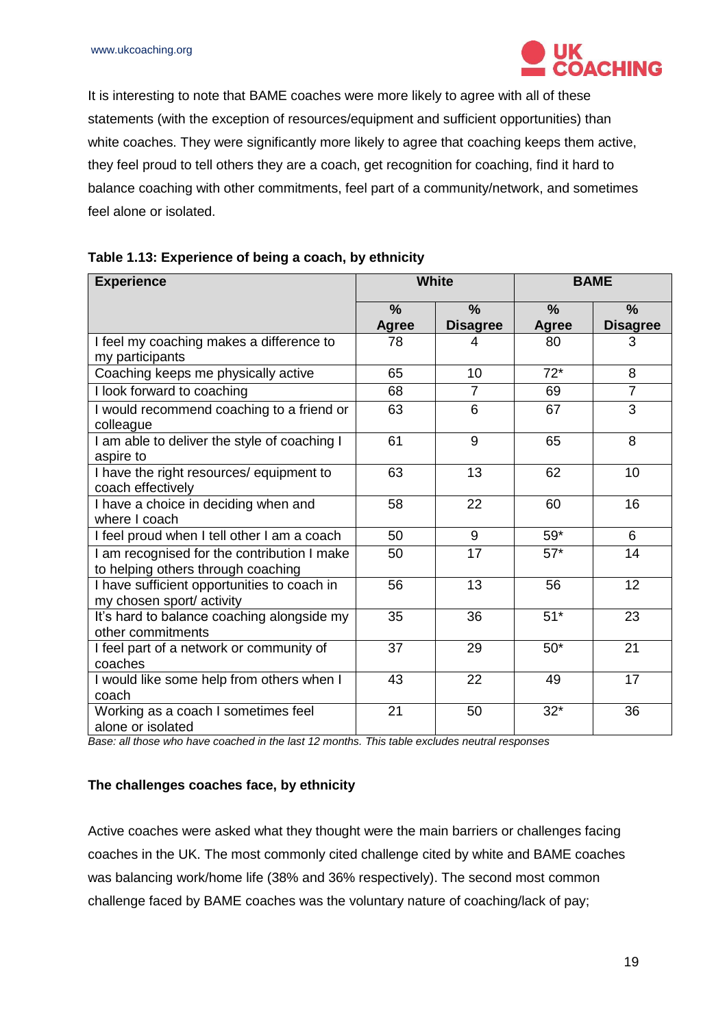It is interesting to note that BAME coaches were more likely to agree with all of these statements (with the exception of resources/equipment and sufficient opportunities) than white coaches. They were significantly more likely to agree that coaching keeps them active, they feel proud to tell others they are a coach, get recognition for coaching, find it hard to balance coaching with other commitments, feel part of a community/network, and sometimes feel alone or isolated.

**Table 1.13: Experience of being a coach, by ethnicity**

| Experience | White | | BAME | |
|---|---|---|---|---|
| | % Agree | % Disagree | % Agree | % Disagree |
| I feel my coaching makes a difference to my participants | 78 | 4 | 80 | 3 |
| Coaching keeps me physically active | 65 | 10 | 72* | 8 |
| I look forward to coaching | 68 | 7 | 69 | 7 |
| I would recommend coaching to a friend or colleague | 63 | 6 | 67 | 3 |
| I am able to deliver the style of coaching I aspire to | 61 | 9 | 65 | 8 |
| I have the right resources/ equipment to coach effectively | 63 | 13 | 62 | 10 |
| I have a choice in deciding when and where I coach | 58 | 22 | 60 | 16 |
| I feel proud when I tell other I am a coach | 50 | 9 | 59* | 6 |
| I am recognised for the contribution I make to helping others through coaching | 50 | 17 | 57* | 14 |
| I have sufficient opportunities to coach in my chosen sport/ activity | 56 | 13 | 56 | 12 |
| It's hard to balance coaching alongside my other commitments | 35 | 36 | 51* | 23 |
| I feel part of a network or community of coaches | 37 | 29 | 50* | 21 |
| I would like some help from others when I coach | 43 | 22 | 49 | 17 |
| Working as a coach I sometimes feel alone or isolated | 21 | 50 | 32* | 36 |

*Base: all those who have coached in the last 12 months. This table excludes neutral responses*

**The challenges coaches face, by ethnicity**

Active coaches were asked what they thought were the main barriers or challenges facing coaches in the UK. The most commonly cited challenge cited by white and BAME coaches was balancing work/home life (38% and 36% respectively). The second most common challenge faced by BAME coaches was the voluntary nature of coaching/lack of pay;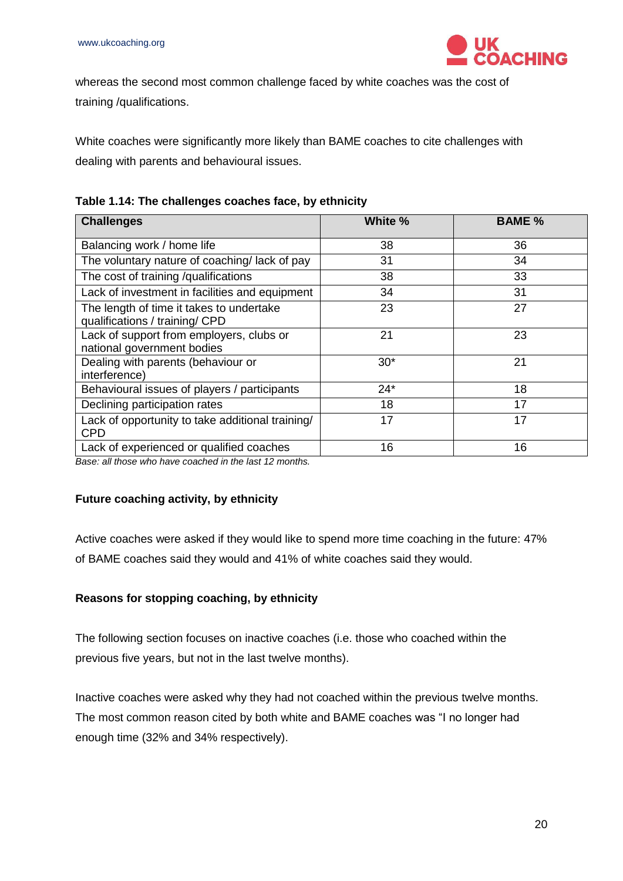whereas the second most common challenge faced by white coaches was the cost of training /qualifications.

White coaches were significantly more likely than BAME coaches to cite challenges with dealing with parents and behavioural issues.

**Table 1.14: The challenges coaches face, by ethnicity**

| Challenges | White % | BAME % |
|---|---|---|
| Balancing work / home life | 38 | 36 |
| The voluntary nature of coaching/ lack of pay | 31 | 34 |
| The cost of training /qualifications | 38 | 33 |
| Lack of investment in facilities and equipment | 34 | 31 |
| The length of time it takes to undertake qualifications / training/ CPD | 23 | 27 |
| Lack of support from employers, clubs or national government bodies | 21 | 23 |
| Dealing with parents (behaviour or interference) | 30* | 21 |
| Behavioural issues of players / participants | 24* | 18 |
| Declining participation rates | 18 | 17 |
| Lack of opportunity to take additional training/ CPD | 17 | 17 |
| Lack of experienced or qualified coaches | 16 | 16 |

*Base: all those who have coached in the last 12 months.*

**Future coaching activity, by ethnicity**

Active coaches were asked if they would like to spend more time coaching in the future: 47% of BAME coaches said they would and 41% of white coaches said they would.

**Reasons for stopping coaching, by ethnicity**

The following section focuses on inactive coaches (i.e. those who coached within the previous five years, but not in the last twelve months).

Inactive coaches were asked why they had not coached within the previous twelve months. The most common reason cited by both white and BAME coaches was "I no longer had enough time (32% and 34% respectively).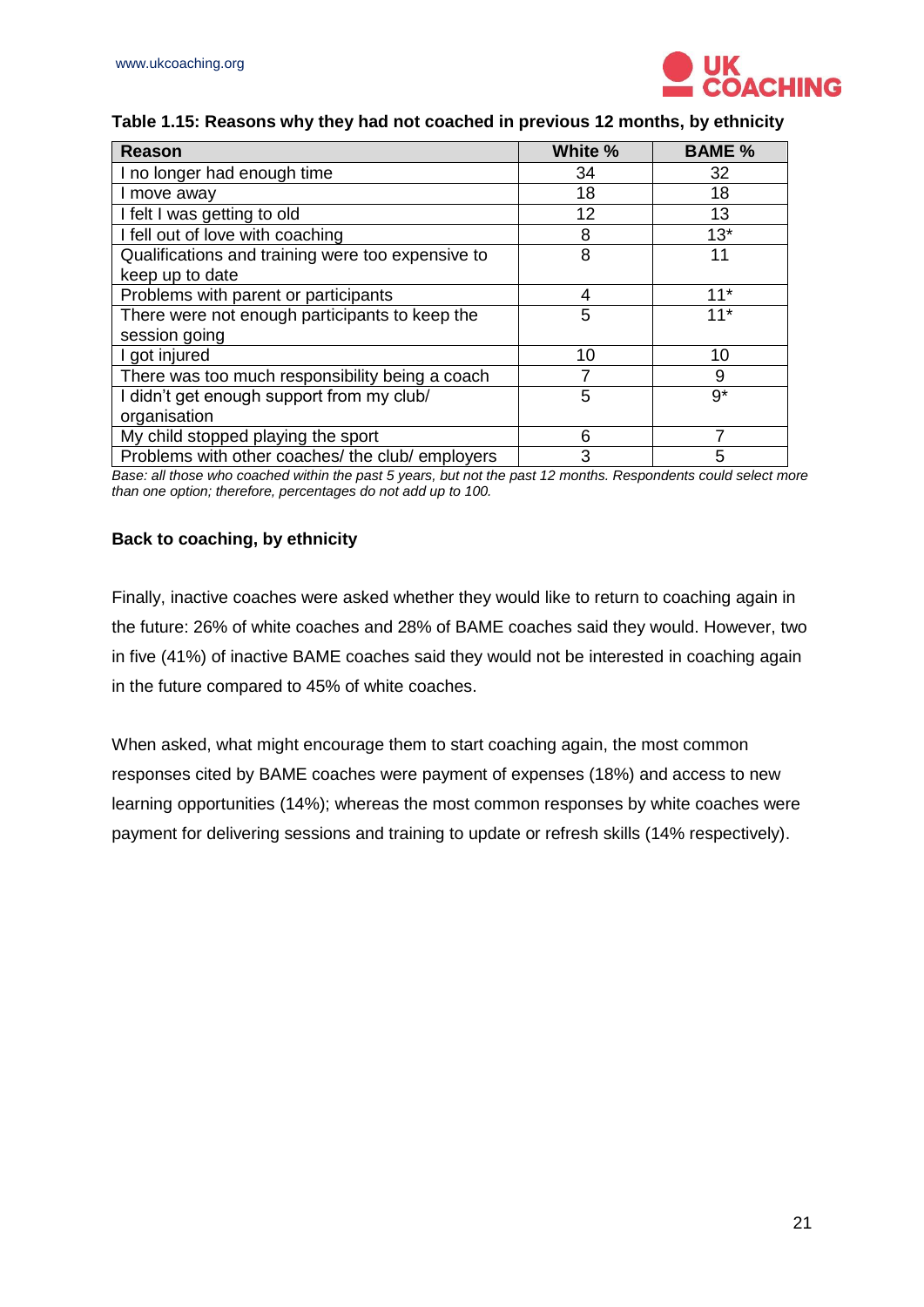**Table 1.15: Reasons why they had not coached in previous 12 months, by ethnicity**

| Reason | White % | BAME % |
|---|---|---|
| I no longer had enough time | 34 | 32 |
| I move away | 18 | 18 |
| I felt I was getting to old | 12 | 13 |
| I fell out of love with coaching | 8 | 13* |
| Qualifications and training were too expensive to keep up to date | 8 | 11 |
| Problems with parent or participants | 4 | 11* |
| There were not enough participants to keep the session going | 5 | 11* |
| I got injured | 10 | 10 |
| There was too much responsibility being a coach | 7 | 9 |
| I didn't get enough support from my club/ organisation | 5 | 9* |
| My child stopped playing the sport | 6 | 7 |
| Problems with other coaches/ the club/ employers | 3 | 5 |

*Base: all those who coached within the past 5 years, but not the past 12 months. Respondents could select more than one option; therefore, percentages do not add up to 100.*

**Back to coaching, by ethnicity**

Finally, inactive coaches were asked whether they would like to return to coaching again in the future: 26% of white coaches and 28% of BAME coaches said they would. However, two in five (41%) of inactive BAME coaches said they would not be interested in coaching again in the future compared to 45% of white coaches.

When asked, what might encourage them to start coaching again, the most common responses cited by BAME coaches were payment of expenses (18%) and access to new learning opportunities (14%); whereas the most common responses by white coaches were payment for delivering sessions and training to update or refresh skills (14% respectively).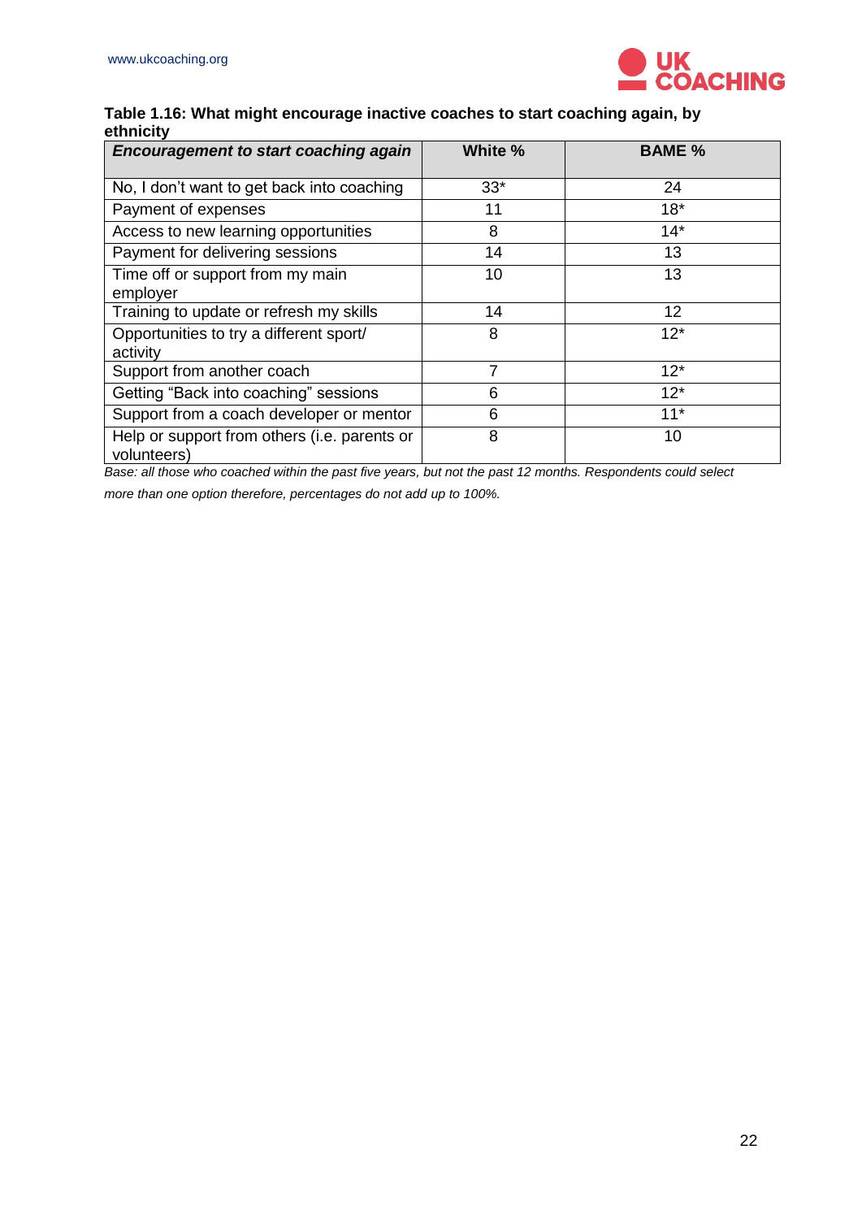**Table 1.16: What might encourage inactive coaches to start coaching again, by ethnicity**

| ***Encouragement to start coaching again*** | **White %** | **BAME %** |
|---|---|---|
| No, I don't want to get back into coaching | 33* | 24 |
| Payment of expenses | 11 | 18* |
| Access to new learning opportunities | 8 | 14* |
| Payment for delivering sessions | 14 | 13 |
| Time off or support from my main employer | 10 | 13 |
| Training to update or refresh my skills | 14 | 12 |
| Opportunities to try a different sport/ activity | 8 | 12* |
| Support from another coach | 7 | 12* |
| Getting "Back into coaching" sessions | 6 | 12* |
| Support from a coach developer or mentor | 6 | 11* |
| Help or support from others (i.e. parents or volunteers) | 8 | 10 |

*Base: all those who coached within the past five years, but not the past 12 months. Respondents could select more than one option therefore, percentages do not add up to 100%.*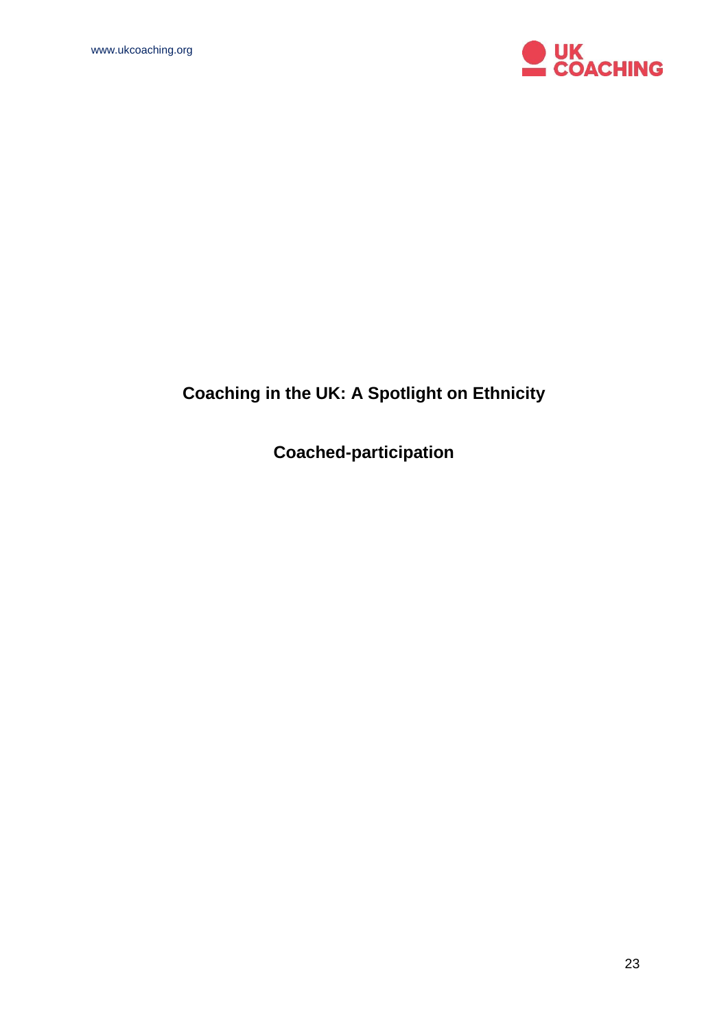# Coaching in the UK: A Spotlight on Ethnicity

## Coached-participation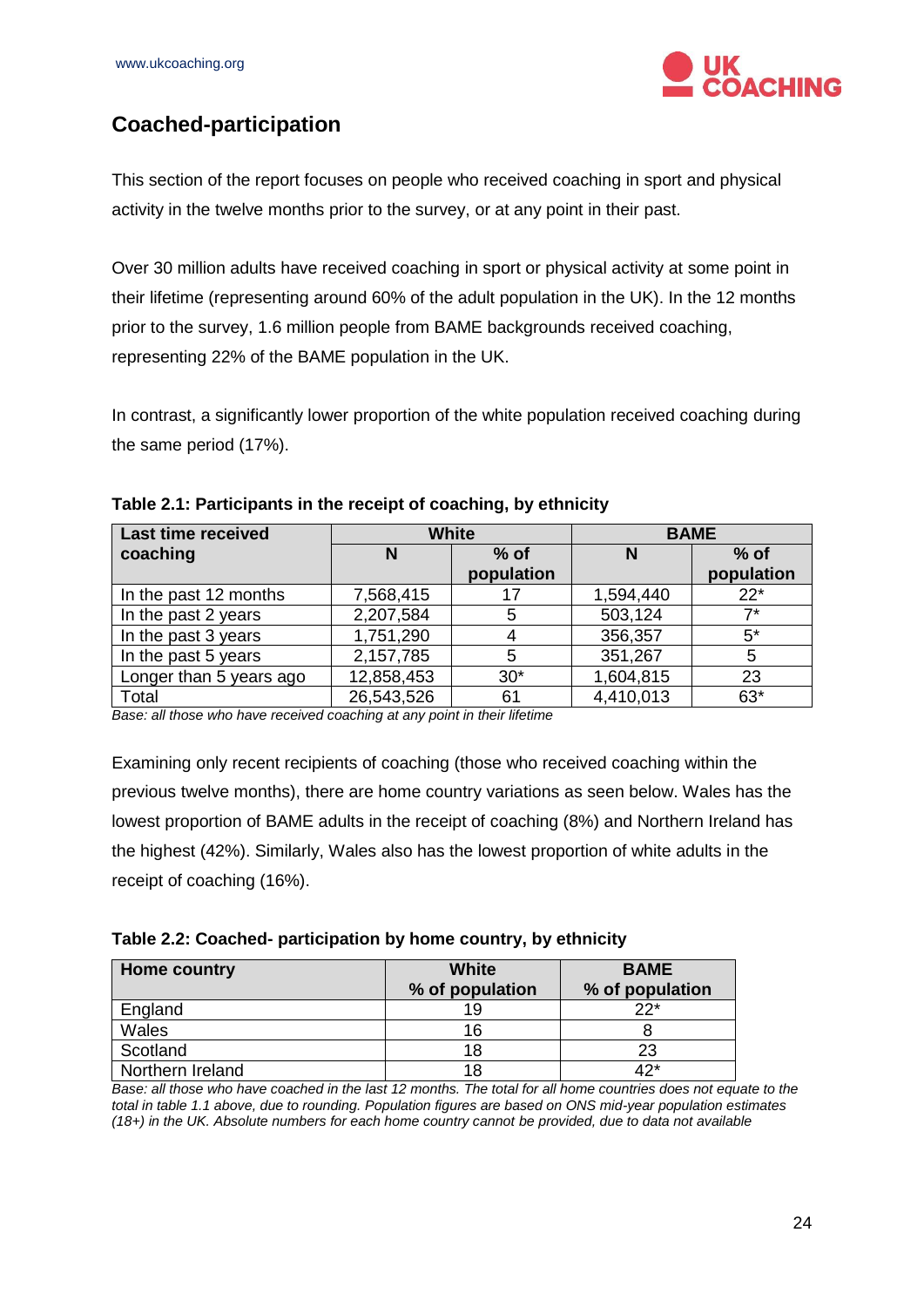## Coached-participation

This section of the report focuses on people who received coaching in sport and physical activity in the twelve months prior to the survey, or at any point in their past.

Over 30 million adults have received coaching in sport or physical activity at some point in their lifetime (representing around 60% of the adult population in the UK). In the 12 months prior to the survey, 1.6 million people from BAME backgrounds received coaching, representing 22% of the BAME population in the UK.

In contrast, a significantly lower proportion of the white population received coaching during the same period (17%).

**Table 2.1: Participants in the receipt of coaching, by ethnicity**

| Last time received coaching | White | | BAME | |
|---|---|---|---|---|
| | N | % of population | N | % of population |
| In the past 12 months | 7,568,415 | 17 | 1,594,440 | 22* |
| In the past 2 years | 2,207,584 | 5 | 503,124 | 7* |
| In the past 3 years | 1,751,290 | 4 | 356,357 | 5* |
| In the past 5 years | 2,157,785 | 5 | 351,267 | 5 |
| Longer than 5 years ago | 12,858,453 | 30* | 1,604,815 | 23 |
| Total | 26,543,526 | 61 | 4,410,013 | 63* |

*Base: all those who have received coaching at any point in their lifetime*

Examining only recent recipients of coaching (those who received coaching within the previous twelve months), there are home country variations as seen below. Wales has the lowest proportion of BAME adults in the receipt of coaching (8%) and Northern Ireland has the highest (42%). Similarly, Wales also has the lowest proportion of white adults in the receipt of coaching (16%).

**Table 2.2: Coached- participation by home country, by ethnicity**

| Home country | White<br>% of population | BAME<br>% of population |
|---|---|---|
| England | 19 | 22* |
| Wales | 16 | 8 |
| Scotland | 18 | 23 |
| Northern Ireland | 18 | 42* |

*Base: all those who have coached in the last 12 months. The total for all home countries does not equate to the total in table 1.1 above, due to rounding. Population figures are based on ONS mid-year population estimates (18+) in the UK. Absolute numbers for each home country cannot be provided, due to data not available*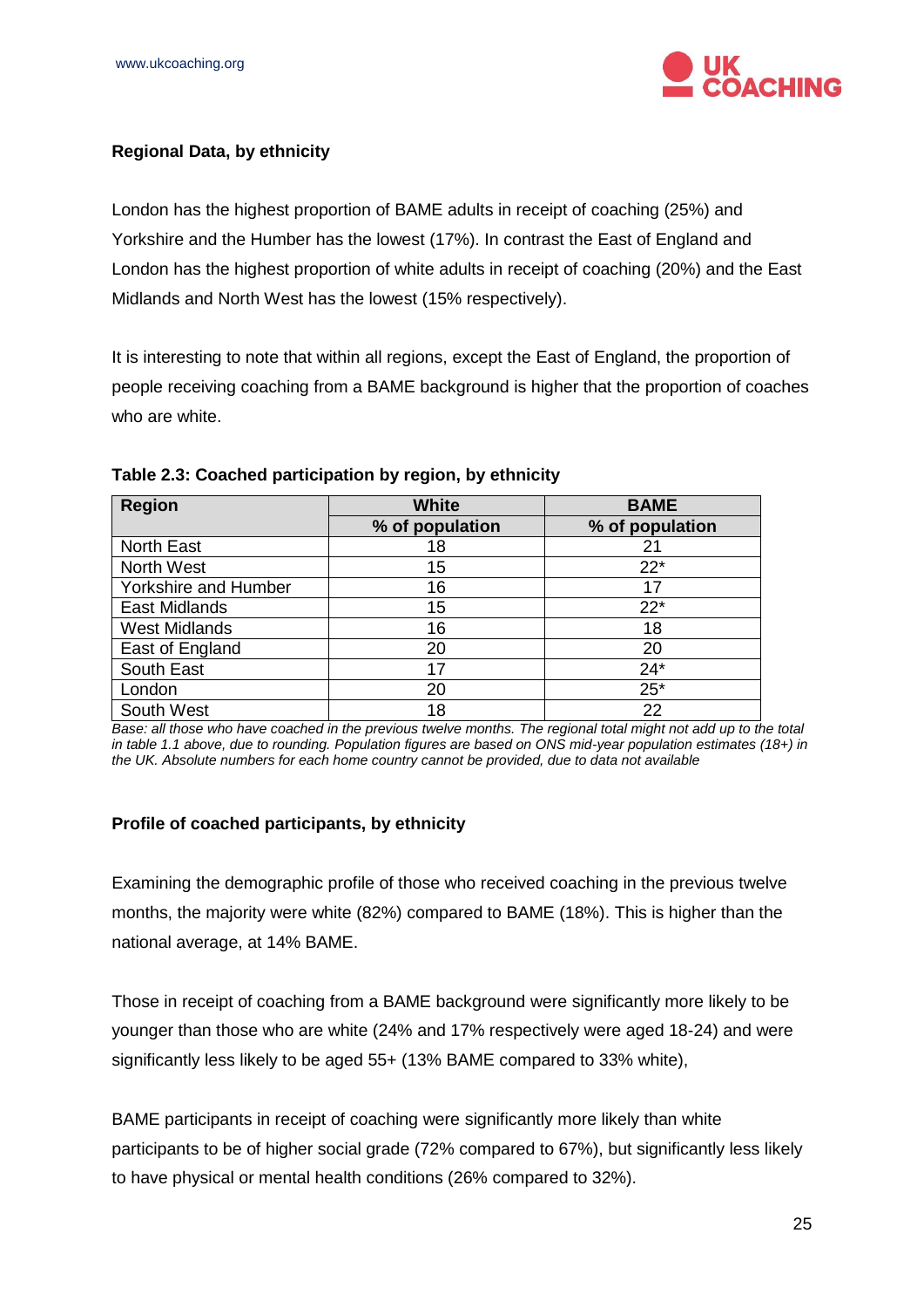**Regional Data, by ethnicity**

London has the highest proportion of BAME adults in receipt of coaching (25%) and Yorkshire and the Humber has the lowest (17%). In contrast the East of England and London has the highest proportion of white adults in receipt of coaching (20%) and the East Midlands and North West has the lowest (15% respectively).

It is interesting to note that within all regions, except the East of England, the proportion of people receiving coaching from a BAME background is higher that the proportion of coaches who are white.

**Table 2.3: Coached participation by region, by ethnicity**

| Region | White | BAME |
|---|---|---|
| | % of population | % of population |
| North East | 18 | 21 |
| North West | 15 | 22* |
| Yorkshire and Humber | 16 | 17 |
| East Midlands | 15 | 22* |
| West Midlands | 16 | 18 |
| East of England | 20 | 20 |
| South East | 17 | 24* |
| London | 20 | 25* |
| South West | 18 | 22 |

*Base: all those who have coached in the previous twelve months. The regional total might not add up to the total in table 1.1 above, due to rounding. Population figures are based on ONS mid-year population estimates (18+) in the UK. Absolute numbers for each home country cannot be provided, due to data not available*

**Profile of coached participants, by ethnicity**

Examining the demographic profile of those who received coaching in the previous twelve months, the majority were white (82%) compared to BAME (18%). This is higher than the national average, at 14% BAME.

Those in receipt of coaching from a BAME background were significantly more likely to be younger than those who are white (24% and 17% respectively were aged 18-24) and were significantly less likely to be aged 55+ (13% BAME compared to 33% white),

BAME participants in receipt of coaching were significantly more likely than white participants to be of higher social grade (72% compared to 67%), but significantly less likely to have physical or mental health conditions (26% compared to 32%).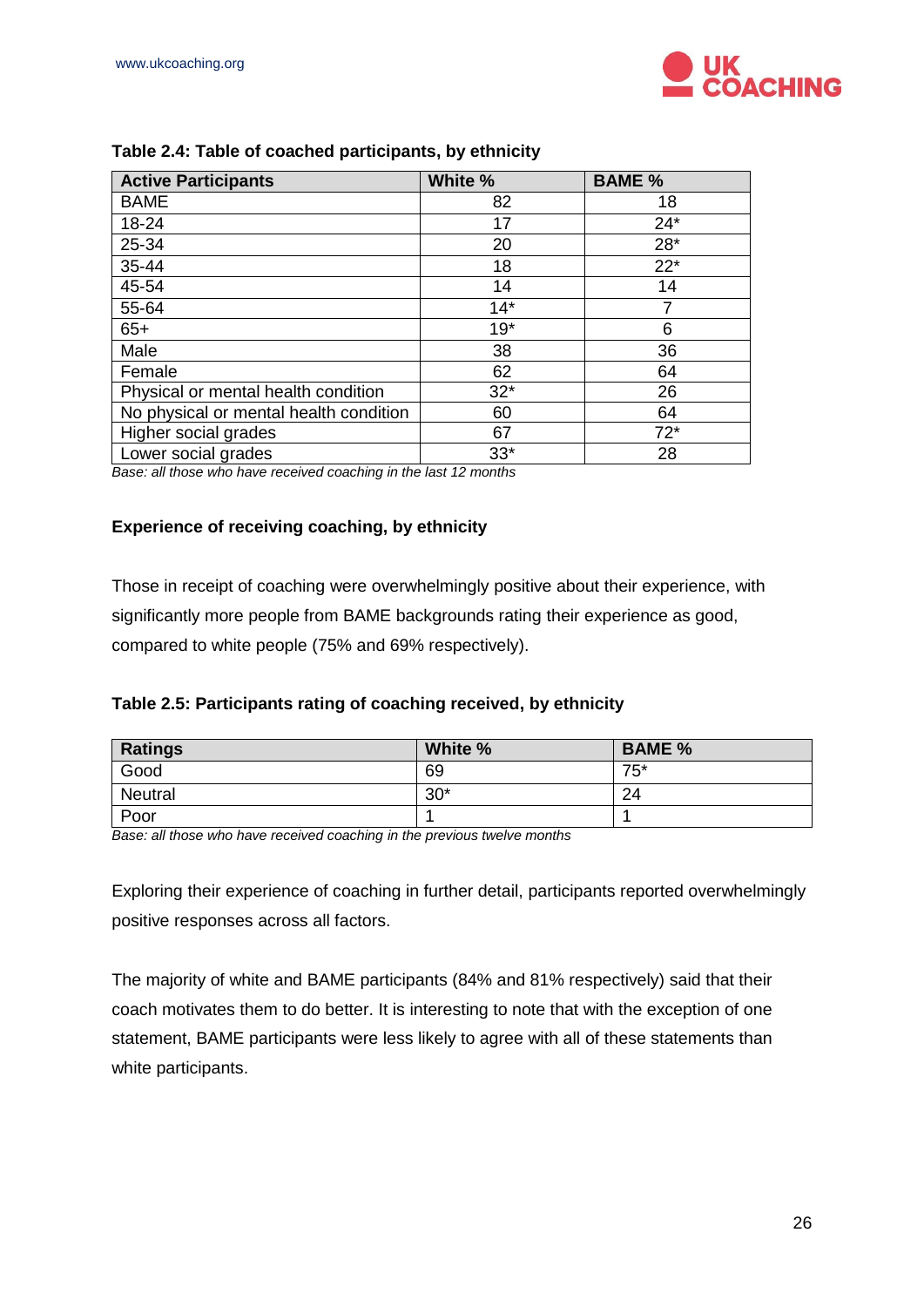**Table 2.4: Table of coached participants, by ethnicity**

| Active Participants | White % | BAME % |
|---|---|---|
| BAME | 82 | 18 |
| 18-24 | 17 | 24* |
| 25-34 | 20 | 28* |
| 35-44 | 18 | 22* |
| 45-54 | 14 | 14 |
| 55-64 | 14* | 7 |
| 65+ | 19* | 6 |
| Male | 38 | 36 |
| Female | 62 | 64 |
| Physical or mental health condition | 32* | 26 |
| No physical or mental health condition | 60 | 64 |
| Higher social grades | 67 | 72* |
| Lower social grades | 33* | 28 |

*Base: all those who have received coaching in the last 12 months*

### Experience of receiving coaching, by ethnicity

Those in receipt of coaching were overwhelmingly positive about their experience, with significantly more people from BAME backgrounds rating their experience as good, compared to white people (75% and 69% respectively).

**Table 2.5: Participants rating of coaching received, by ethnicity**

| Ratings | White % | BAME % |
|---|---|---|
| Good | 69 | 75* |
| Neutral | 30* | 24 |
| Poor | 1 | 1 |

*Base: all those who have received coaching in the previous twelve months*

Exploring their experience of coaching in further detail, participants reported overwhelmingly positive responses across all factors.

The majority of white and BAME participants (84% and 81% respectively) said that their coach motivates them to do better. It is interesting to note that with the exception of one statement, BAME participants were less likely to agree with all of these statements than white participants.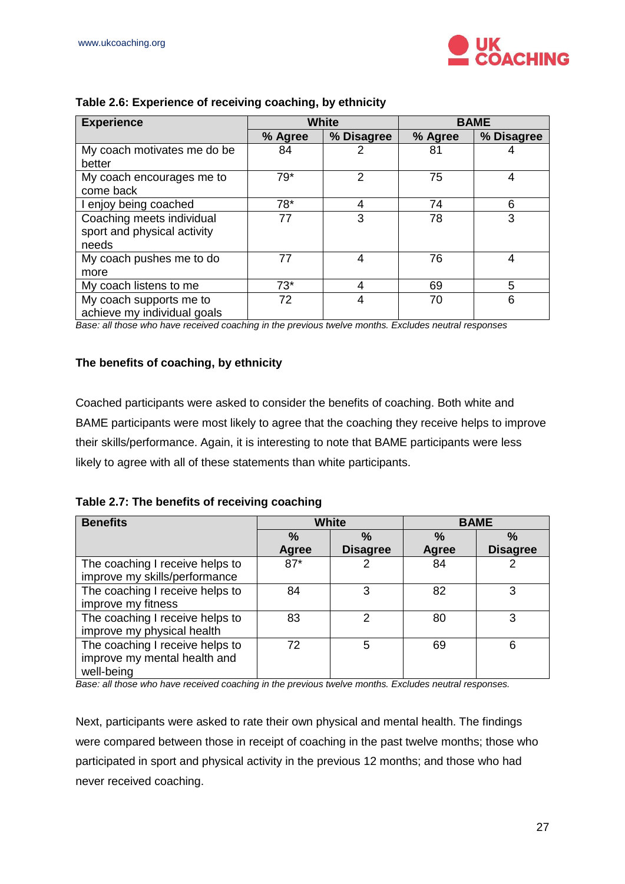**Table 2.6: Experience of receiving coaching, by ethnicity**

| Experience | White | | BAME | |
|---|---|---|---|---|
| | % Agree | % Disagree | % Agree | % Disagree |
| My coach motivates me do be better | 84 | 2 | 81 | 4 |
| My coach encourages me to come back | 79* | 2 | 75 | 4 |
| I enjoy being coached | 78* | 4 | 74 | 6 |
| Coaching meets individual sport and physical activity needs | 77 | 3 | 78 | 3 |
| My coach pushes me to do more | 77 | 4 | 76 | 4 |
| My coach listens to me | 73* | 4 | 69 | 5 |
| My coach supports me to achieve my individual goals | 72 | 4 | 70 | 6 |

*Base: all those who have received coaching in the previous twelve months. Excludes neutral responses*

**The benefits of coaching, by ethnicity**

Coached participants were asked to consider the benefits of coaching. Both white and BAME participants were most likely to agree that the coaching they receive helps to improve their skills/performance. Again, it is interesting to note that BAME participants were less likely to agree with all of these statements than white participants.

**Table 2.7: The benefits of receiving coaching**

| Benefits | White | | BAME | |
|---|---|---|---|---|
| | % Agree | % Disagree | % Agree | % Disagree |
| The coaching I receive helps to improve my skills/performance | 87* | 2 | 84 | 2 |
| The coaching I receive helps to improve my fitness | 84 | 3 | 82 | 3 |
| The coaching I receive helps to improve my physical health | 83 | 2 | 80 | 3 |
| The coaching I receive helps to improve my mental health and well-being | 72 | 5 | 69 | 6 |

*Base: all those who have received coaching in the previous twelve months. Excludes neutral responses.*

Next, participants were asked to rate their own physical and mental health. The findings were compared between those in receipt of coaching in the past twelve months; those who participated in sport and physical activity in the previous 12 months; and those who had never received coaching.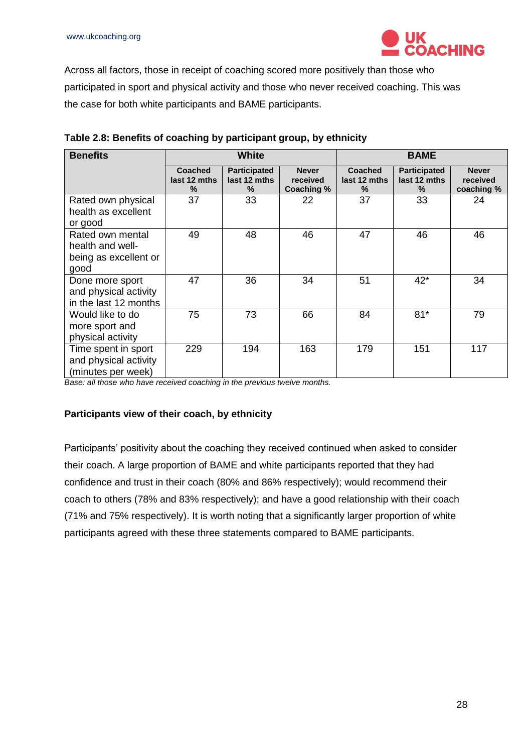Across all factors, those in receipt of coaching scored more positively than those who participated in sport and physical activity and those who never received coaching. This was the case for both white participants and BAME participants.

**Table 2.8: Benefits of coaching by participant group, by ethnicity**

| Benefits | White | | | BAME | | |
|---|---|---|---|---|---|---|
| | Coached last 12 mths % | Participated last 12 mths % | Never received Coaching % | Coached last 12 mths % | Participated last 12 mths % | Never received coaching % |
| Rated own physical health as excellent or good | 37 | 33 | 22 | 37 | 33 | 24 |
| Rated own mental health and well-being as excellent or good | 49 | 48 | 46 | 47 | 46 | 46 |
| Done more sport and physical activity in the last 12 months | 47 | 36 | 34 | 51 | 42* | 34 |
| Would like to do more sport and physical activity | 75 | 73 | 66 | 84 | 81* | 79 |
| Time spent in sport and physical activity (minutes per week) | 229 | 194 | 163 | 179 | 151 | 117 |

*Base: all those who have received coaching in the previous twelve months.*

**Participants view of their coach, by ethnicity**

Participants' positivity about the coaching they received continued when asked to consider their coach. A large proportion of BAME and white participants reported that they had confidence and trust in their coach (80% and 86% respectively); would recommend their coach to others (78% and 83% respectively); and have a good relationship with their coach (71% and 75% respectively). It is worth noting that a significantly larger proportion of white participants agreed with these three statements compared to BAME participants.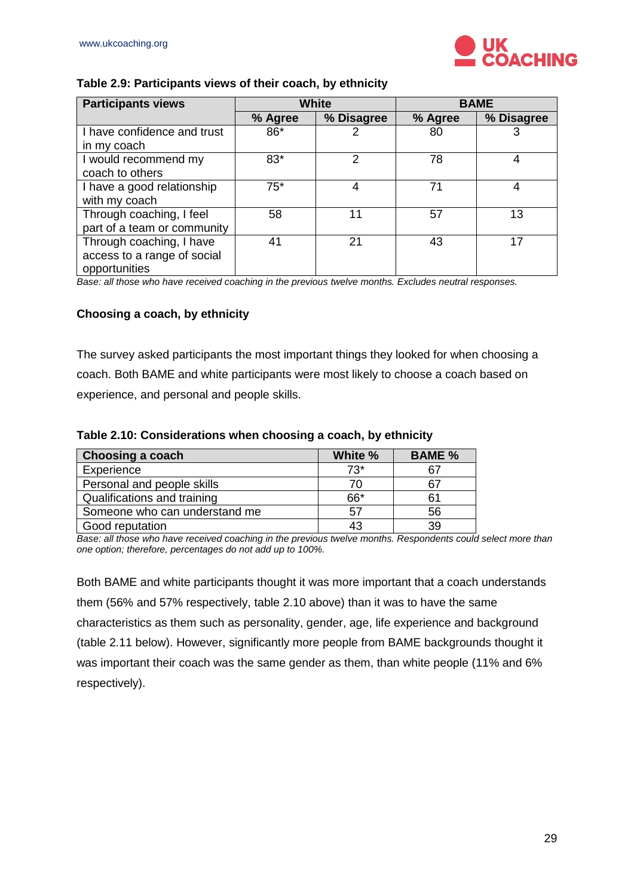**Table 2.9: Participants views of their coach, by ethnicity**

| Participants views | White | | BAME | |
|---|---|---|---|---|
| | % Agree | % Disagree | % Agree | % Disagree |
| I have confidence and trust in my coach | 86* | 2 | 80 | 3 |
| I would recommend my coach to others | 83* | 2 | 78 | 4 |
| I have a good relationship with my coach | 75* | 4 | 71 | 4 |
| Through coaching, I feel part of a team or community | 58 | 11 | 57 | 13 |
| Through coaching, I have access to a range of social opportunities | 41 | 21 | 43 | 17 |

*Base: all those who have received coaching in the previous twelve months. Excludes neutral responses.*

### Choosing a coach, by ethnicity

The survey asked participants the most important things they looked for when choosing a coach. Both BAME and white participants were most likely to choose a coach based on experience, and personal and people skills.

**Table 2.10: Considerations when choosing a coach, by ethnicity**

| Choosing a coach | White % | BAME % |
|---|---|---|
| Experience | 73* | 67 |
| Personal and people skills | 70 | 67 |
| Qualifications and training | 66* | 61 |
| Someone who can understand me | 57 | 56 |
| Good reputation | 43 | 39 |

*Base: all those who have received coaching in the previous twelve months. Respondents could select more than one option; therefore, percentages do not add up to 100%.*

Both BAME and white participants thought it was more important that a coach understands them (56% and 57% respectively, table 2.10 above) than it was to have the same characteristics as them such as personality, gender, age, life experience and background (table 2.11 below). However, significantly more people from BAME backgrounds thought it was important their coach was the same gender as them, than white people (11% and 6% respectively).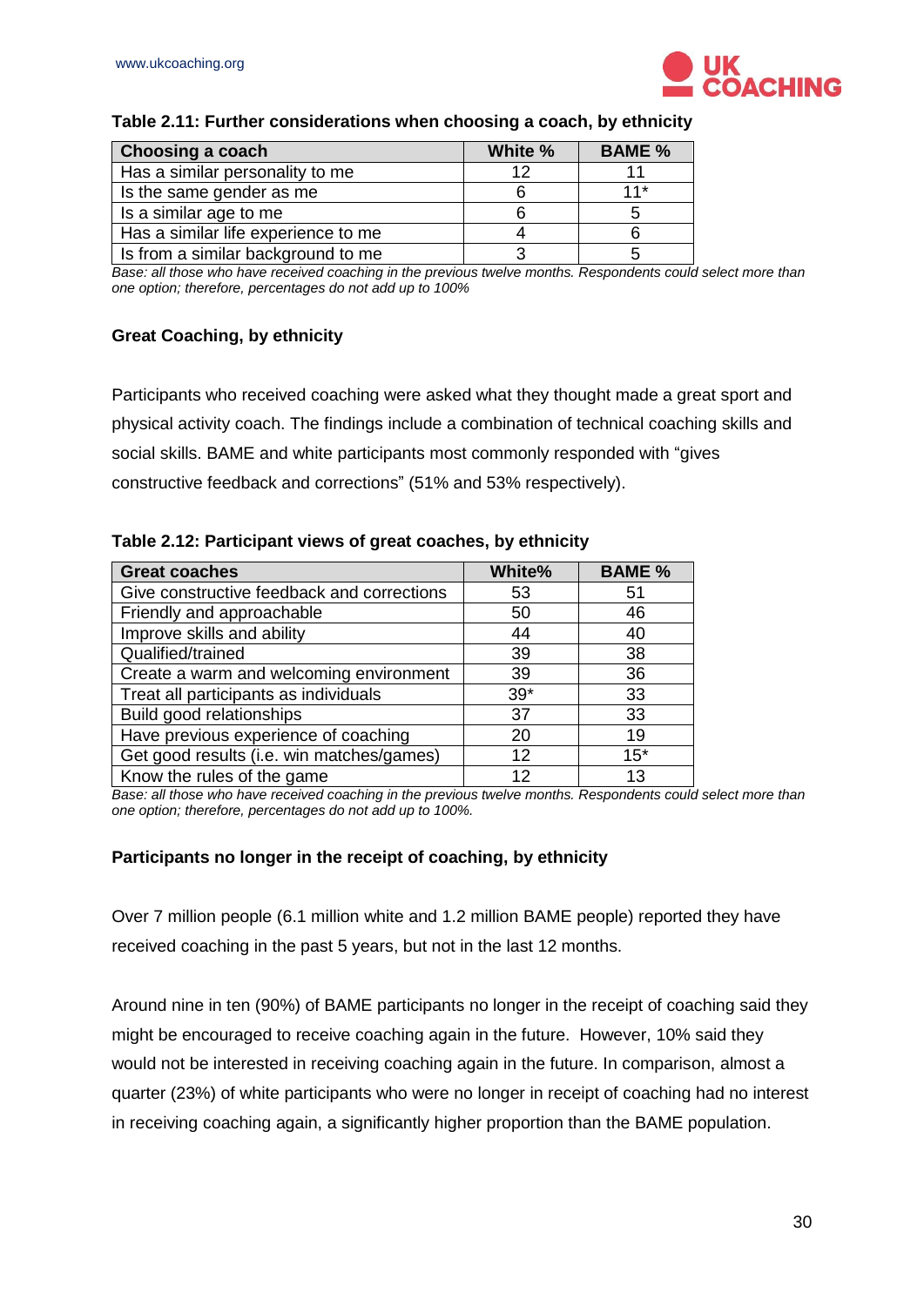**Table 2.11: Further considerations when choosing a coach, by ethnicity**

| Choosing a coach | White % | BAME % |
|---|---|---|
| Has a similar personality to me | 12 | 11 |
| Is the same gender as me | 6 | 11* |
| Is a similar age to me | 6 | 5 |
| Has a similar life experience to me | 4 | 6 |
| Is from a similar background to me | 3 | 5 |

*Base: all those who have received coaching in the previous twelve months. Respondents could select more than one option; therefore, percentages do not add up to 100%*

### Great Coaching, by ethnicity

Participants who received coaching were asked what they thought made a great sport and physical activity coach. The findings include a combination of technical coaching skills and social skills. BAME and white participants most commonly responded with "gives constructive feedback and corrections" (51% and 53% respectively).

**Table 2.12: Participant views of great coaches, by ethnicity**

| Great coaches | White% | BAME % |
|---|---|---|
| Give constructive feedback and corrections | 53 | 51 |
| Friendly and approachable | 50 | 46 |
| Improve skills and ability | 44 | 40 |
| Qualified/trained | 39 | 38 |
| Create a warm and welcoming environment | 39 | 36 |
| Treat all participants as individuals | 39* | 33 |
| Build good relationships | 37 | 33 |
| Have previous experience of coaching | 20 | 19 |
| Get good results (i.e. win matches/games) | 12 | 15* |
| Know the rules of the game | 12 | 13 |

*Base: all those who have received coaching in the previous twelve months. Respondents could select more than one option; therefore, percentages do not add up to 100%.*

### Participants no longer in the receipt of coaching, by ethnicity

Over 7 million people (6.1 million white and 1.2 million BAME people) reported they have received coaching in the past 5 years, but not in the last 12 months.

Around nine in ten (90%) of BAME participants no longer in the receipt of coaching said they might be encouraged to receive coaching again in the future. However, 10% said they would not be interested in receiving coaching again in the future. In comparison, almost a quarter (23%) of white participants who were no longer in receipt of coaching had no interest in receiving coaching again, a significantly higher proportion than the BAME population.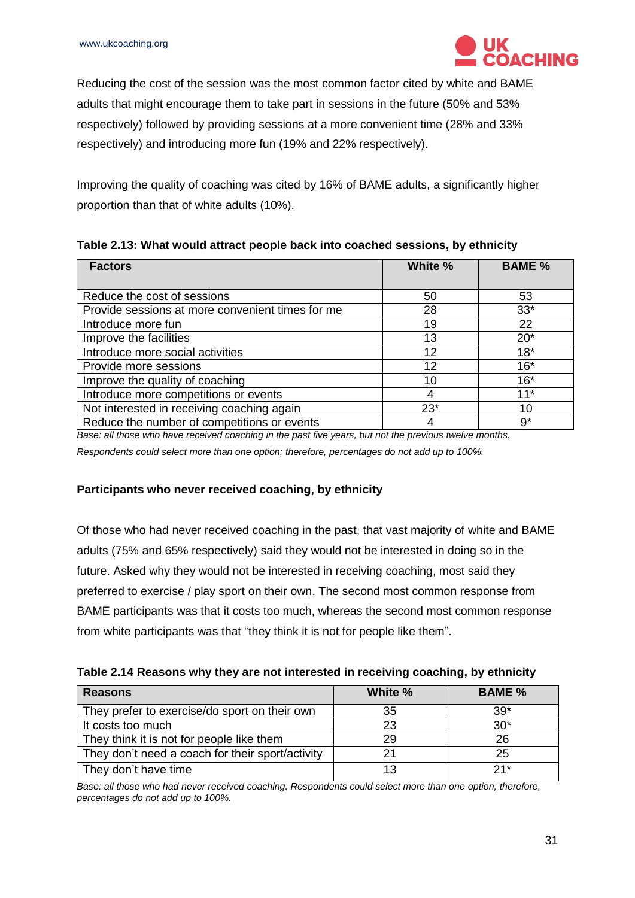Reducing the cost of the session was the most common factor cited by white and BAME adults that might encourage them to take part in sessions in the future (50% and 53% respectively) followed by providing sessions at a more convenient time (28% and 33% respectively) and introducing more fun (19% and 22% respectively).

Improving the quality of coaching was cited by 16% of BAME adults, a significantly higher proportion than that of white adults (10%).

**Table 2.13: What would attract people back into coached sessions, by ethnicity**

| Factors | White % | BAME % |
|---|---|---|
| Reduce the cost of sessions | 50 | 53 |
| Provide sessions at more convenient times for me | 28 | 33* |
| Introduce more fun | 19 | 22 |
| Improve the facilities | 13 | 20* |
| Introduce more social activities | 12 | 18* |
| Provide more sessions | 12 | 16* |
| Improve the quality of coaching | 10 | 16* |
| Introduce more competitions or events | 4 | 11* |
| Not interested in receiving coaching again | 23* | 10 |
| Reduce the number of competitions or events | 4 | 9* |

*Base: all those who have received coaching in the past five years, but not the previous twelve months.*

*Respondents could select more than one option; therefore, percentages do not add up to 100%.*

**Participants who never received coaching, by ethnicity**

Of those who had never received coaching in the past, that vast majority of white and BAME adults (75% and 65% respectively) said they would not be interested in doing so in the future. Asked why they would not be interested in receiving coaching, most said they preferred to exercise / play sport on their own. The second most common response from BAME participants was that it costs too much, whereas the second most common response from white participants was that "they think it is not for people like them".

**Table 2.14 Reasons why they are not interested in receiving coaching, by ethnicity**

| Reasons | White % | BAME % |
|---|---|---|
| They prefer to exercise/do sport on their own | 35 | 39* |
| It costs too much | 23 | 30* |
| They think it is not for people like them | 29 | 26 |
| They don't need a coach for their sport/activity | 21 | 25 |
| They don't have time | 13 | 21* |

*Base: all those who had never received coaching. Respondents could select more than one option; therefore, percentages do not add up to 100%.*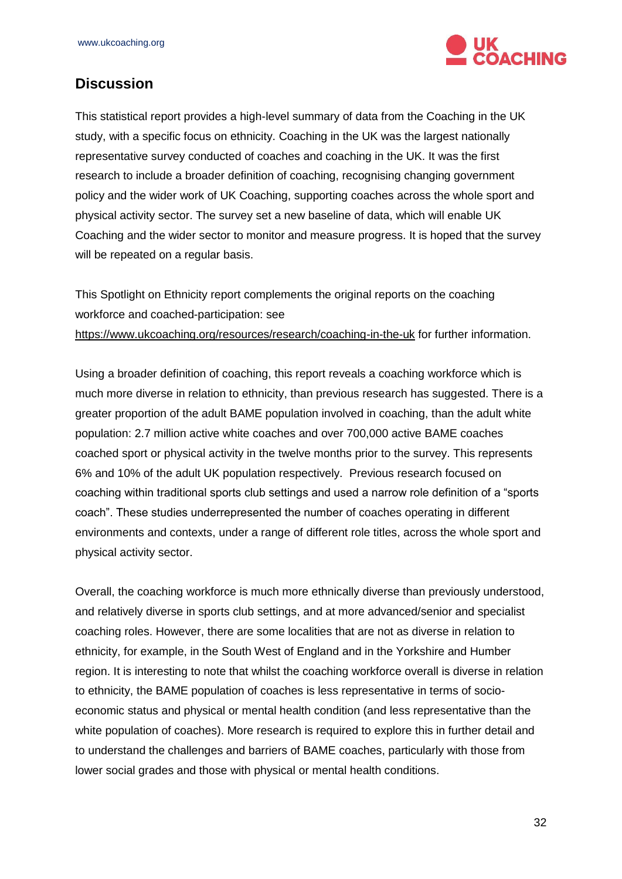## Discussion

This statistical report provides a high-level summary of data from the Coaching in the UK study, with a specific focus on ethnicity. Coaching in the UK was the largest nationally representative survey conducted of coaches and coaching in the UK. It was the first research to include a broader definition of coaching, recognising changing government policy and the wider work of UK Coaching, supporting coaches across the whole sport and physical activity sector. The survey set a new baseline of data, which will enable UK Coaching and the wider sector to monitor and measure progress. It is hoped that the survey will be repeated on a regular basis.

This Spotlight on Ethnicity report complements the original reports on the coaching workforce and coached-participation: see https://www.ukcoaching.org/resources/research/coaching-in-the-uk for further information.

Using a broader definition of coaching, this report reveals a coaching workforce which is much more diverse in relation to ethnicity, than previous research has suggested. There is a greater proportion of the adult BAME population involved in coaching, than the adult white population: 2.7 million active white coaches and over 700,000 active BAME coaches coached sport or physical activity in the twelve months prior to the survey. This represents 6% and 10% of the adult UK population respectively. Previous research focused on coaching within traditional sports club settings and used a narrow role definition of a "sports coach". These studies underrepresented the number of coaches operating in different environments and contexts, under a range of different role titles, across the whole sport and physical activity sector.

Overall, the coaching workforce is much more ethnically diverse than previously understood, and relatively diverse in sports club settings, and at more advanced/senior and specialist coaching roles. However, there are some localities that are not as diverse in relation to ethnicity, for example, in the South West of England and in the Yorkshire and Humber region. It is interesting to note that whilst the coaching workforce overall is diverse in relation to ethnicity, the BAME population of coaches is less representative in terms of socio-economic status and physical or mental health condition (and less representative than the white population of coaches). More research is required to explore this in further detail and to understand the challenges and barriers of BAME coaches, particularly with those from lower social grades and those with physical or mental health conditions.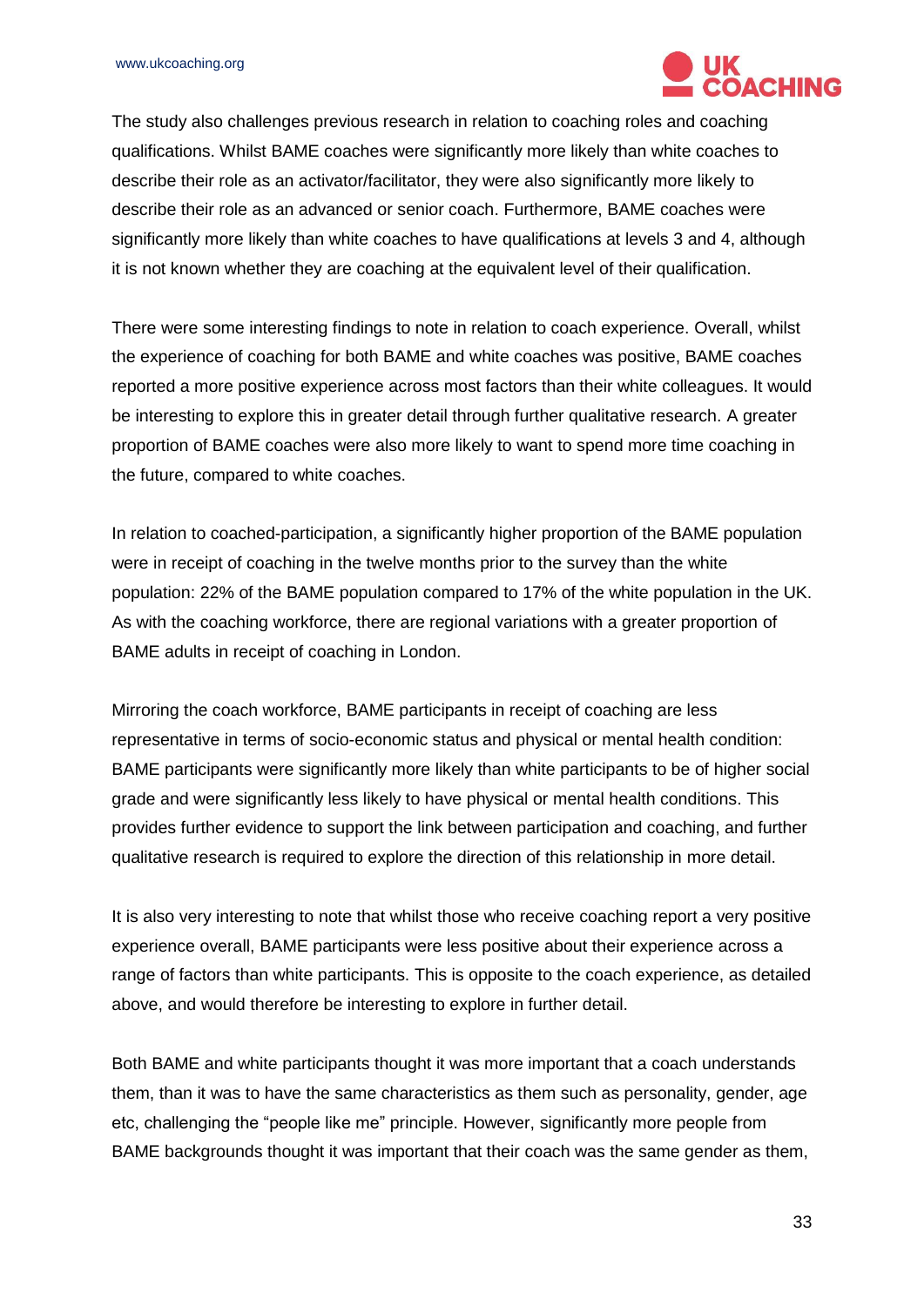The study also challenges previous research in relation to coaching roles and coaching qualifications. Whilst BAME coaches were significantly more likely than white coaches to describe their role as an activator/facilitator, they were also significantly more likely to describe their role as an advanced or senior coach. Furthermore, BAME coaches were significantly more likely than white coaches to have qualifications at levels 3 and 4, although it is not known whether they are coaching at the equivalent level of their qualification.

There were some interesting findings to note in relation to coach experience. Overall, whilst the experience of coaching for both BAME and white coaches was positive, BAME coaches reported a more positive experience across most factors than their white colleagues. It would be interesting to explore this in greater detail through further qualitative research. A greater proportion of BAME coaches were also more likely to want to spend more time coaching in the future, compared to white coaches.

In relation to coached-participation, a significantly higher proportion of the BAME population were in receipt of coaching in the twelve months prior to the survey than the white population: 22% of the BAME population compared to 17% of the white population in the UK. As with the coaching workforce, there are regional variations with a greater proportion of BAME adults in receipt of coaching in London.

Mirroring the coach workforce, BAME participants in receipt of coaching are less representative in terms of socio-economic status and physical or mental health condition: BAME participants were significantly more likely than white participants to be of higher social grade and were significantly less likely to have physical or mental health conditions. This provides further evidence to support the link between participation and coaching, and further qualitative research is required to explore the direction of this relationship in more detail.

It is also very interesting to note that whilst those who receive coaching report a very positive experience overall, BAME participants were less positive about their experience across a range of factors than white participants. This is opposite to the coach experience, as detailed above, and would therefore be interesting to explore in further detail.

Both BAME and white participants thought it was more important that a coach understands them, than it was to have the same characteristics as them such as personality, gender, age etc, challenging the "people like me" principle. However, significantly more people from BAME backgrounds thought it was important that their coach was the same gender as them,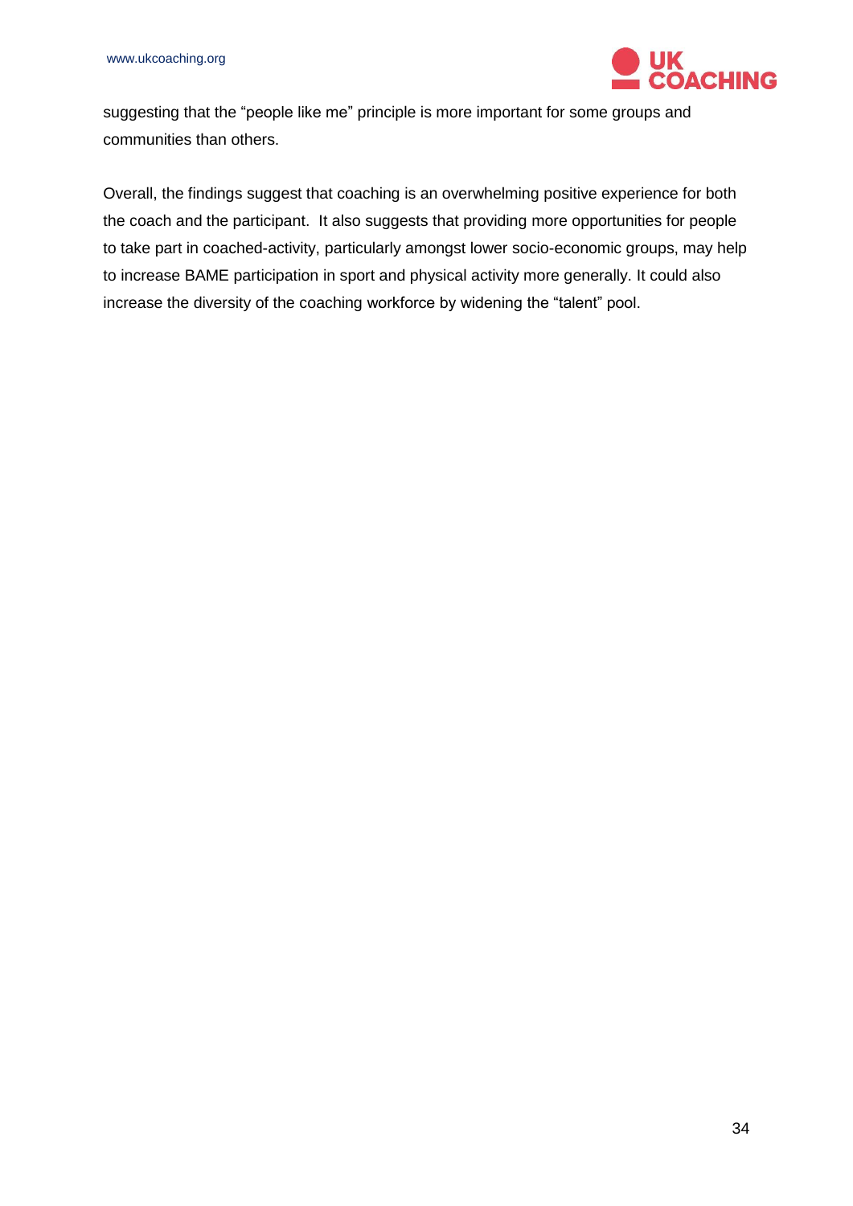suggesting that the "people like me" principle is more important for some groups and communities than others.

Overall, the findings suggest that coaching is an overwhelming positive experience for both the coach and the participant.  It also suggests that providing more opportunities for people to take part in coached-activity, particularly amongst lower socio-economic groups, may help to increase BAME participation in sport and physical activity more generally. It could also increase the diversity of the coaching workforce by widening the "talent" pool.